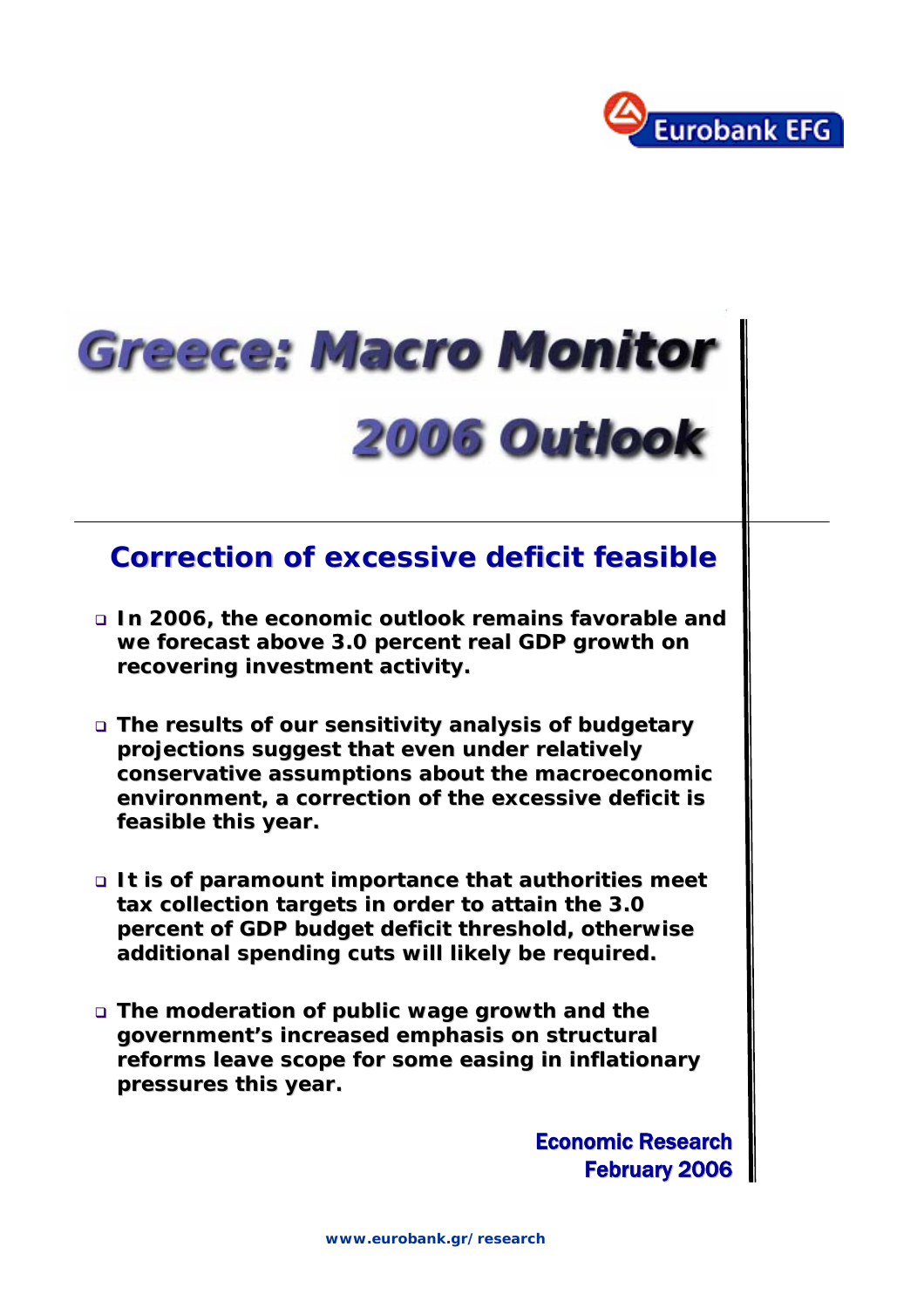Eurobank EFG

# Greece: Macro Monitor

# 2006 Outlook

## Correction of excessive deficit feasible

- **In 2006, the economic outlook remains favorable and we forecast above 3.0 percent real GDP growth on recovering investment activity.**

- **The results of our sensitivity analysis of budgetary projections suggest that even under relatively conservative assumptions about the macroeconomic environment, a correction of the excessive deficit is feasible this year.**

- **It is of paramount importance that authorities meet tax collection targets in order to attain the 3.0 percent of GDP budget deficit threshold, otherwise additional spending cuts will likely be required.**

- **The moderation of public wage growth and the government's increased emphasis on structural reforms leave scope for some easing in inflationary pressures this year.**

**Economic Research**
**February 2006**

www.eurobank.gr/research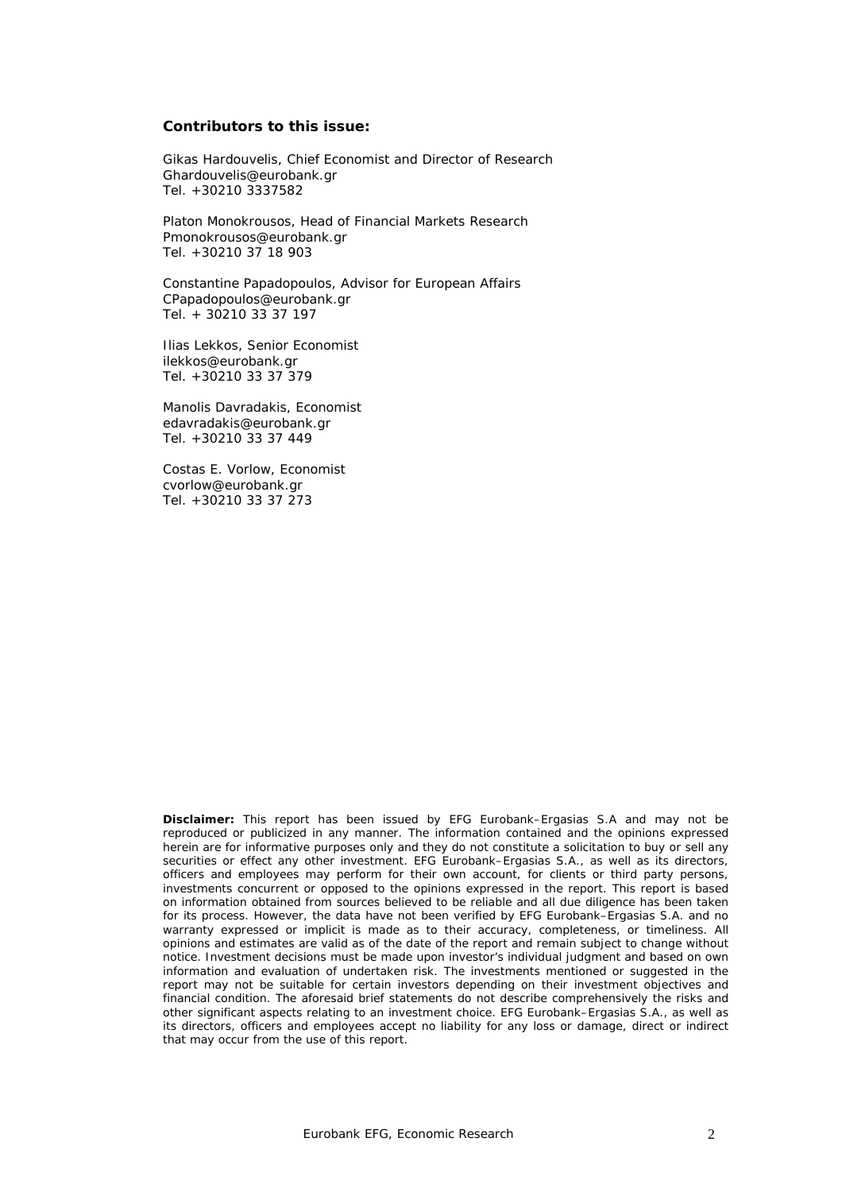**Contributors to this issue:**

Gikas Hardouvelis, Chief Economist and Director of Research
Ghardouvelis@eurobank.gr
Tel. +30210 3337582

Platon Monokrousos, Head of Financial Markets Research
Pmonokrousos@eurobank.gr
Tel. +30210 37 18 903

Constantine Papadopoulos, Advisor for European Affairs
CPapadopoulos@eurobank.gr
Tel. + 30210 33 37 197

Ilias Lekkos, Senior Economist
ilekkos@eurobank.gr
Tel. +30210 33 37 379

Manolis Davradakis, Economist
edavradakis@eurobank.gr
Tel. +30210 33 37 449

Costas E. Vorlow, Economist
cvorlow@eurobank.gr
Tel. +30210 33 37 273

**Disclaimer:** This report has been issued by EFG Eurobank–Ergasias S.A and may not be reproduced or publicized in any manner. The information contained and the opinions expressed herein are for informative purposes only and they do not constitute a solicitation to buy or sell any securities or effect any other investment. EFG Eurobank–Ergasias S.A., as well as its directors, officers and employees may perform for their own account, for clients or third party persons, investments concurrent or opposed to the opinions expressed in the report. This report is based on information obtained from sources believed to be reliable and all due diligence has been taken for its process. However, the data have not been verified by EFG Eurobank–Ergasias S.A. and no warranty expressed or implicit is made as to their accuracy, completeness, or timeliness. All opinions and estimates are valid as of the date of the report and remain subject to change without notice. Investment decisions must be made upon investor's individual judgment and based on own information and evaluation of undertaken risk. The investments mentioned or suggested in the report may not be suitable for certain investors depending on their investment objectives and financial condition. The aforesaid brief statements do not describe comprehensively the risks and other significant aspects relating to an investment choice. EFG Eurobank–Ergasias S.A., as well as its directors, officers and employees accept no liability for any loss or damage, direct or indirect that may occur from the use of this report.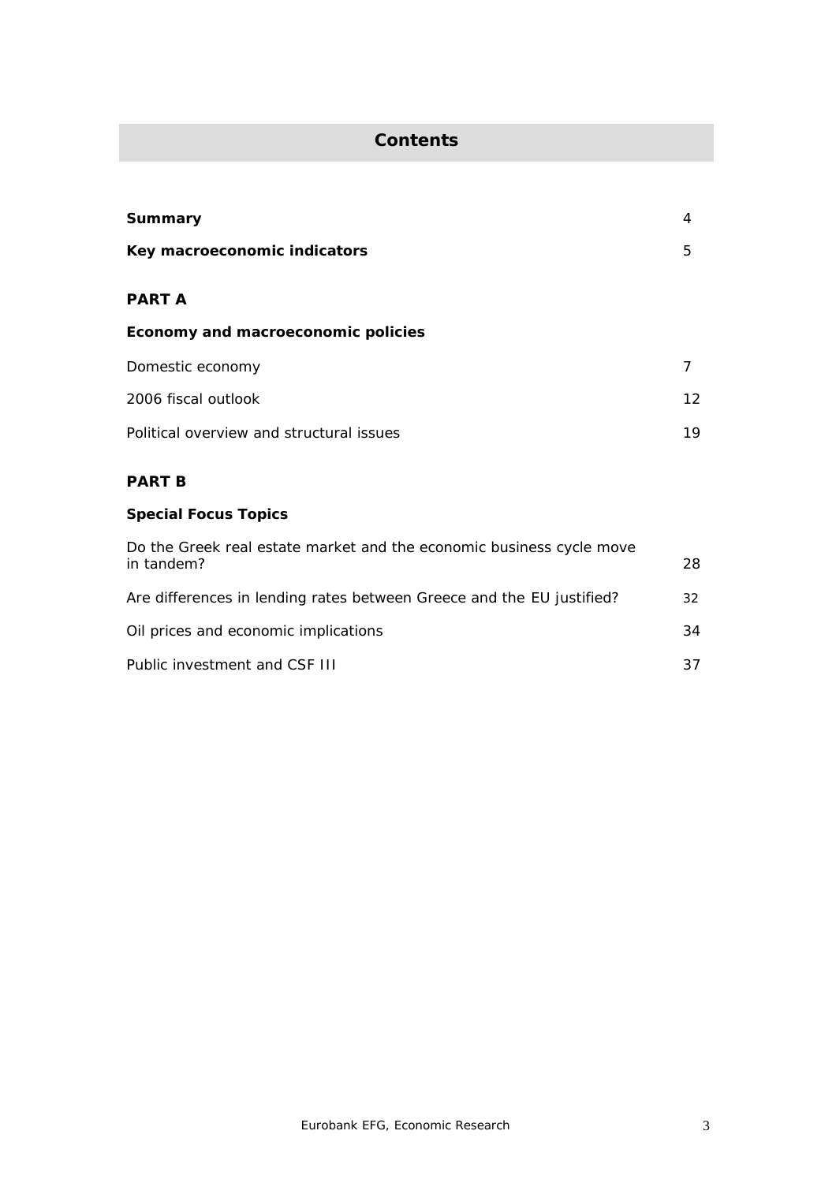# Contents

| | |
|---|---|
| **Summary** | 4 |
| **Key macroeconomic indicators** | 5 |
| | |
| **PART A** | |
| **Economy and macroeconomic policies** | |
| Domestic economy | 7 |
| 2006 fiscal outlook | 12 |
| Political overview and structural issues | 19 |
| | |
| **PART B** | |
| **Special Focus Topics** | |
| Do the Greek real estate market and the economic business cycle move in tandem? | 28 |
| Are differences in lending rates between Greece and the EU justified? | 32 |
| Oil prices and economic implications | 34 |
| Public investment and CSF III | 37 |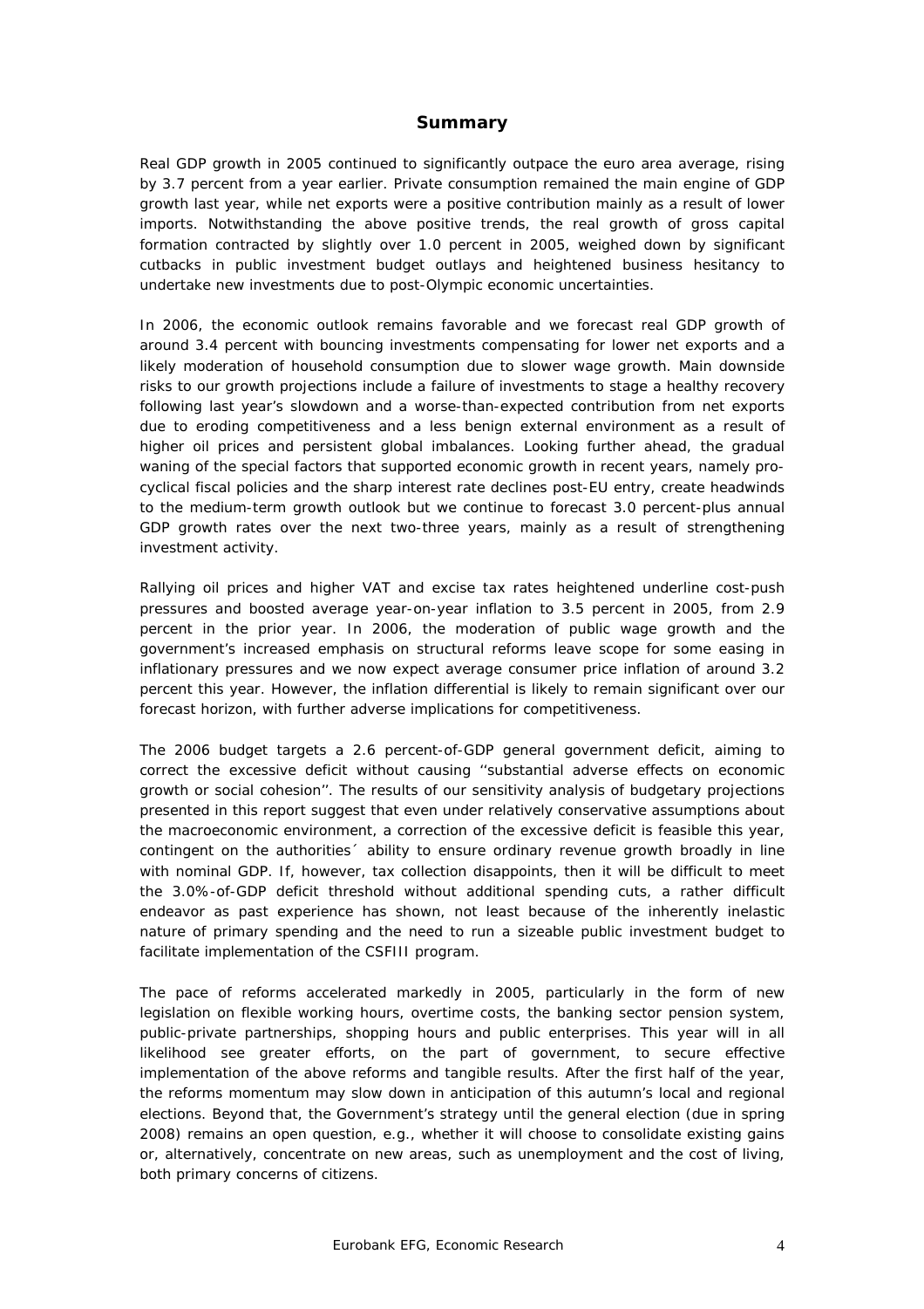# Summary

Real GDP growth in 2005 continued to significantly outpace the euro area average, rising by 3.7 percent from a year earlier. Private consumption remained the main engine of GDP growth last year, while net exports were a positive contribution mainly as a result of lower imports. Notwithstanding the above positive trends, the real growth of gross capital formation contracted by slightly over 1.0 percent in 2005, weighed down by significant cutbacks in public investment budget outlays and heightened business hesitancy to undertake new investments due to post-Olympic economic uncertainties.

In 2006, the economic outlook remains favorable and we forecast real GDP growth of around 3.4 percent with bouncing investments compensating for lower net exports and a likely moderation of household consumption due to slower wage growth. Main downside risks to our growth projections include a failure of investments to stage a healthy recovery following last year's slowdown and a worse-than-expected contribution from net exports due to eroding competitiveness and a less benign external environment as a result of higher oil prices and persistent global imbalances. Looking further ahead, the gradual waning of the special factors that supported economic growth in recent years, namely pro-cyclical fiscal policies and the sharp interest rate declines post-EU entry, create headwinds to the medium-term growth outlook but we continue to forecast 3.0 percent-plus annual GDP growth rates over the next two-three years, mainly as a result of strengthening investment activity.

Rallying oil prices and higher VAT and excise tax rates heightened underline cost-push pressures and boosted average year-on-year inflation to 3.5 percent in 2005, from 2.9 percent in the prior year. In 2006, the moderation of public wage growth and the government's increased emphasis on structural reforms leave scope for some easing in inflationary pressures and we now expect average consumer price inflation of around 3.2 percent this year. However, the inflation differential is likely to remain significant over our forecast horizon, with further adverse implications for competitiveness.

The 2006 budget targets a 2.6 percent-of-GDP general government deficit, aiming to correct the excessive deficit without causing ''substantial adverse effects on economic growth or social cohesion''. The results of our sensitivity analysis of budgetary projections presented in this report suggest that even under relatively conservative assumptions about the macroeconomic environment, a correction of the excessive deficit is feasible this year, contingent on the authorities´ ability to ensure ordinary revenue growth broadly in line with nominal GDP. If, however, tax collection disappoints, then it will be difficult to meet the 3.0%-of-GDP deficit threshold without additional spending cuts, a rather difficult endeavor as past experience has shown, not least because of the inherently inelastic nature of primary spending and the need to run a sizeable public investment budget to facilitate implementation of the CSFIII program.

The pace of reforms accelerated markedly in 2005, particularly in the form of new legislation on flexible working hours, overtime costs, the banking sector pension system, public-private partnerships, shopping hours and public enterprises. This year will in all likelihood see greater efforts, on the part of government, to secure effective implementation of the above reforms and tangible results. After the first half of the year, the reforms momentum may slow down in anticipation of this autumn's local and regional elections. Beyond that, the Government's strategy until the general election (due in spring 2008) remains an open question, e.g., whether it will choose to consolidate existing gains or, alternatively, concentrate on new areas, such as unemployment and the cost of living, both primary concerns of citizens.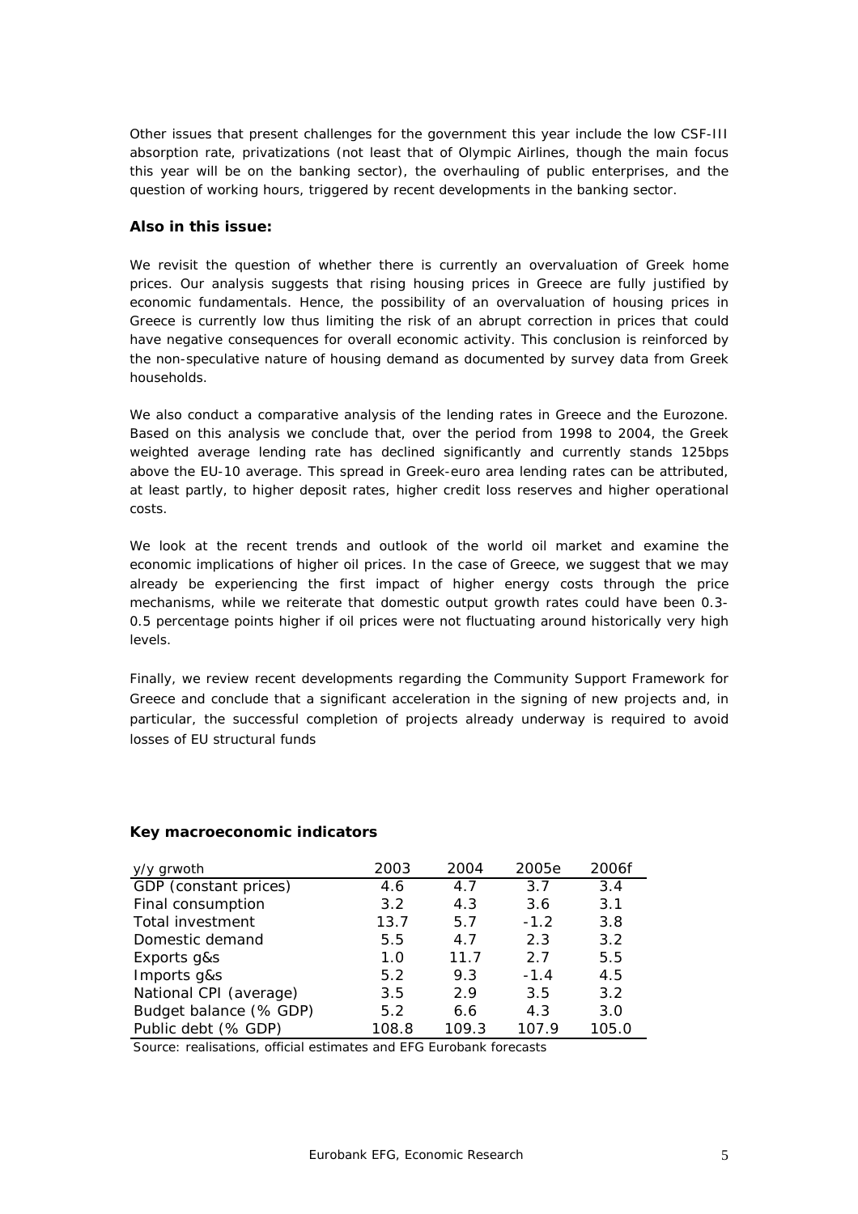Other issues that present challenges for the government this year include the low CSF-III absorption rate, privatizations (not least that of Olympic Airlines, though the main focus this year will be on the banking sector), the overhauling of public enterprises, and the question of working hours, triggered by recent developments in the banking sector.

### Also in this issue:

We revisit the question of whether there is currently an overvaluation of Greek home prices. Our analysis suggests that rising housing prices in Greece are fully justified by economic fundamentals. Hence, the possibility of an overvaluation of housing prices in Greece is currently low thus limiting the risk of an abrupt correction in prices that could have negative consequences for overall economic activity. This conclusion is reinforced by the non-speculative nature of housing demand as documented by survey data from Greek households.

We also conduct a comparative analysis of the lending rates in Greece and the Eurozone. Based on this analysis we conclude that, over the period from 1998 to 2004, the Greek weighted average lending rate has declined significantly and currently stands 125bps above the EU-10 average. This spread in Greek-euro area lending rates can be attributed, at least partly, to higher deposit rates, higher credit loss reserves and higher operational costs.

We look at the recent trends and outlook of the world oil market and examine the economic implications of higher oil prices. In the case of Greece, we suggest that we may already be experiencing the first impact of higher energy costs through the price mechanisms, while we reiterate that domestic output growth rates could have been 0.3-0.5 percentage points higher if oil prices were not fluctuating around historically very high levels.

Finally, we review recent developments regarding the Community Support Framework for Greece and conclude that a significant acceleration in the signing of new projects and, in particular, the successful completion of projects already underway is required to avoid losses of EU structural funds

### Key macroeconomic indicators

| y/y grwoth | 2003 | 2004 | 2005e | 2006f |
|---|---|---|---|---|
| GDP (constant prices) | 4.6 | 4.7 | 3.7 | 3.4 |
| Final consumption | 3.2 | 4.3 | 3.6 | 3.1 |
| Total investment | 13.7 | 5.7 | -1.2 | 3.8 |
| Domestic demand | 5.5 | 4.7 | 2.3 | 3.2 |
| Exports g&s | 1.0 | 11.7 | 2.7 | 5.5 |
| Imports g&s | 5.2 | 9.3 | -1.4 | 4.5 |
| National CPI (average) | 3.5 | 2.9 | 3.5 | 3.2 |
| Budget balance (% GDP) | 5.2 | 6.6 | 4.3 | 3.0 |
| Public debt (% GDP) | 108.8 | 109.3 | 107.9 | 105.0 |

Source: realisations, official estimates and EFG Eurobank forecasts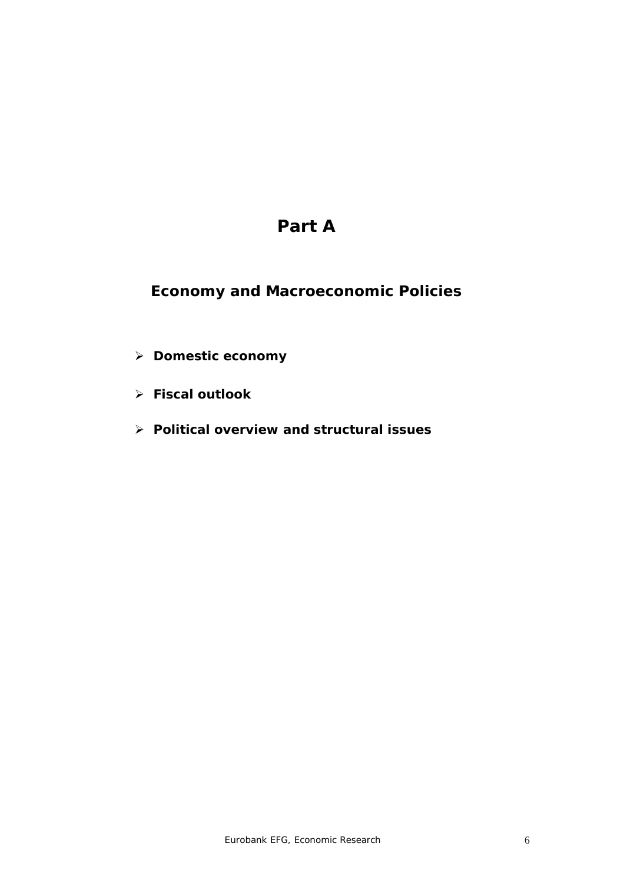# Part A

## Economy and Macroeconomic Policies

- **Domestic economy**
- **Fiscal outlook**
- **Political overview and structural issues**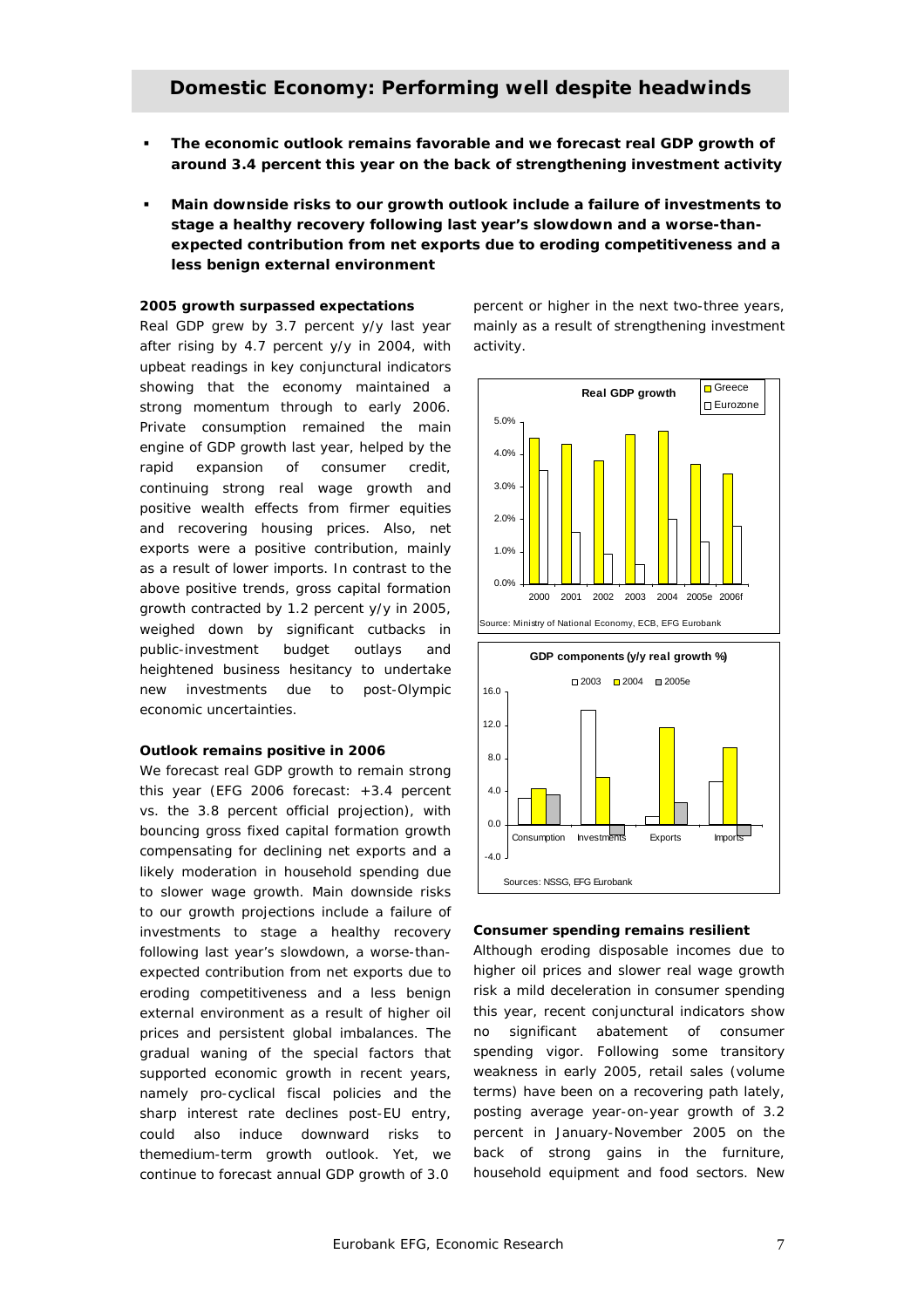## Domestic Economy: Performing well despite headwinds

- **The economic outlook remains favorable and we forecast real GDP growth of around 3.4 percent this year on the back of strengthening investment activity**
- **Main downside risks to our growth outlook include a failure of investments to stage a healthy recovery following last year's slowdown and a worse-than-expected contribution from net exports due to eroding competitiveness and a less benign external environment**

### 2005 growth surpassed expectations

Real GDP grew by 3.7 percent y/y last year after rising by 4.7 percent y/y in 2004, with upbeat readings in key conjunctural indicators showing that the economy maintained a strong momentum through to early 2006. Private consumption remained the main engine of GDP growth last year, helped by the rapid expansion of consumer credit, continuing strong real wage growth and positive wealth effects from firmer equities and recovering housing prices. Also, net exports were a positive contribution, mainly as a result of lower imports. In contrast to the above positive trends, gross capital formation growth contracted by 1.2 percent y/y in 2005, weighed down by significant cutbacks in public-investment budget outlays and heightened business hesitancy to undertake new investments due to post-Olympic economic uncertainties.

### Outlook remains positive in 2006

We forecast real GDP growth to remain strong this year (EFG 2006 forecast: +3.4 percent vs. the 3.8 percent official projection), with bouncing gross fixed capital formation growth compensating for declining net exports and a likely moderation in household spending due to slower wage growth. Main downside risks to our growth projections include a failure of investments to stage a healthy recovery following last year's slowdown, a worse-than-expected contribution from net exports due to eroding competitiveness and a less benign external environment as a result of higher oil prices and persistent global imbalances. The gradual waning of the special factors that supported economic growth in recent years, namely pro-cyclical fiscal policies and the sharp interest rate declines post-EU entry, could also induce downward risks to themedium-term growth outlook. Yet, we continue to forecast annual GDP growth of 3.0 percent or higher in the next two-three years, mainly as a result of strengthening investment activity.

**Real GDP growth** (Greece, Eurozone; 2000–2006f)

Source: Ministry of National Economy, ECB, EFG Eurobank

**GDP components (y/y real growth %)** (Consumption, Investments, Exports, Imports; 2003, 2004, 2005e)

Sources: NSSG, EFG Eurobank

### Consumer spending remains resilient

Although eroding disposable incomes due to higher oil prices and slower real wage growth risk a mild deceleration in consumer spending this year, recent conjunctural indicators show no significant abatement of consumer spending vigor. Following some transitory weakness in early 2005, retail sales (volume terms) have been on a recovering path lately, posting average year-on-year growth of 3.2 percent in January-November 2005 on the back of strong gains in the furniture, household equipment and food sectors. New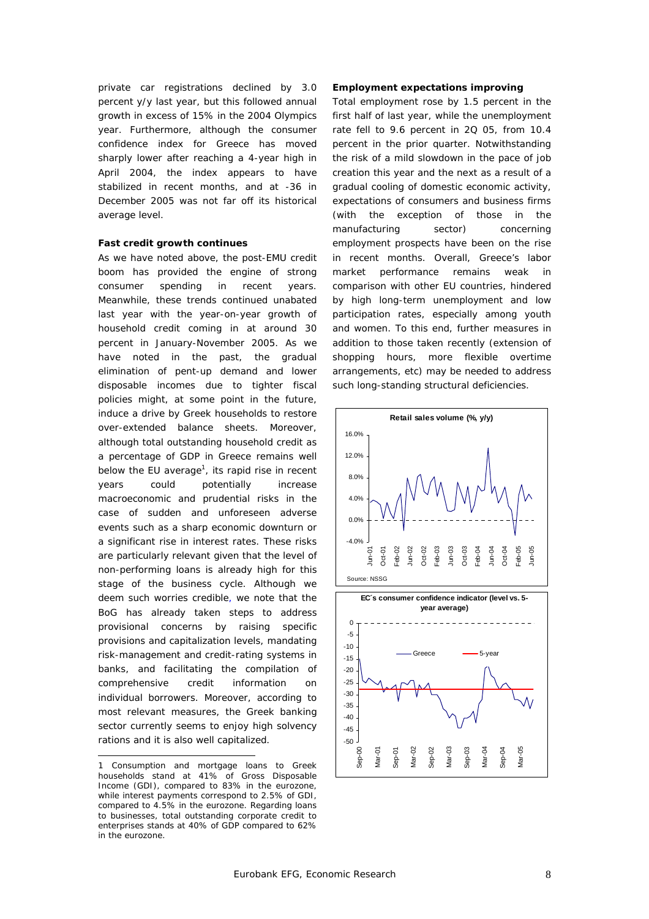private car registrations declined by 3.0 percent y/y last year, but this followed annual growth in excess of 15% in the 2004 Olympics year. Furthermore, although the consumer confidence index for Greece has moved sharply lower after reaching a 4-year high in April 2004, the index appears to have stabilized in recent months, and at -36 in December 2005 was not far off its historical average level.

**Fast credit growth continues**

As we have noted above, the post-EMU credit boom has provided the engine of strong consumer spending in recent years. Meanwhile, these trends continued unabated last year with the year-on-year growth of household credit coming in at around 30 percent in January-November 2005. As we have noted in the past, the gradual elimination of pent-up demand and lower disposable incomes due to tighter fiscal policies might, at some point in the future, induce a drive by Greek households to restore over-extended balance sheets. Moreover, although total outstanding household credit as a percentage of GDP in Greece remains well below the EU average[1], its rapid rise in recent years could potentially increase macroeconomic and prudential risks in the case of sudden and unforeseen adverse events such as a sharp economic downturn or a significant rise in interest rates. These risks are particularly relevant given that the level of non-performing loans is already high for this stage of the business cycle. Although we deem such worries credible, we note that the BoG has already taken steps to address provisional concerns by raising specific provisions and capitalization levels, mandating risk-management and credit-rating systems in banks, and facilitating the compilation of comprehensive credit information on individual borrowers. Moreover, according to most relevant measures, the Greek banking sector currently seems to enjoy high solvency rations and it is also well capitalized.

**Employment expectations improving**

Total employment rose by 1.5 percent in the first half of last year, while the unemployment rate fell to 9.6 percent in 2Q 05, from 10.4 percent in the prior quarter. Notwithstanding the risk of a mild slowdown in the pace of job creation this year and the next as a result of a gradual cooling of domestic economic activity, expectations of consumers and business firms (with the exception of those in the manufacturing sector) concerning employment prospects have been on the rise in recent months. Overall, Greece's labor market performance remains weak in comparison with other EU countries, hindered by high long-term unemployment and low participation rates, especially among youth and women. To this end, further measures in addition to those taken recently (extension of shopping hours, more flexible overtime arrangements, etc) may be needed to address such long-standing structural deficiencies.

**Retail sales volume (%, y/y)**

Source: NSSG

**EC's consumer confidence indicator (level vs. 5-year average)**

---

1 Consumption and mortgage loans to Greek households stand at 41% of Gross Disposable Income (GDI), compared to 83% in the eurozone, while interest payments correspond to 2.5% of GDI, compared to 4.5% in the eurozone. Regarding loans to businesses, total outstanding corporate credit to enterprises stands at 40% of GDP compared to 62% in the eurozone.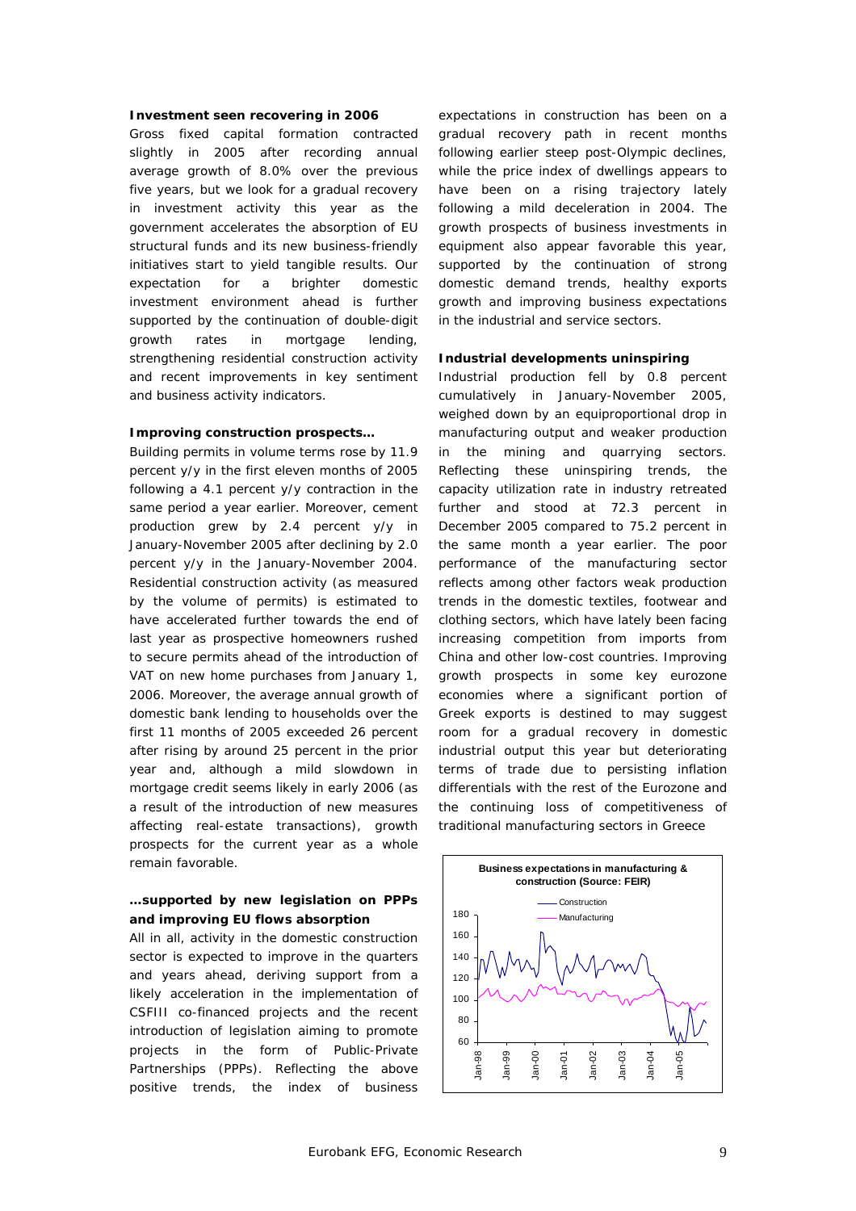**Investment seen recovering in 2006**

Gross fixed capital formation contracted slightly in 2005 after recording annual average growth of 8.0% over the previous five years, but we look for a gradual recovery in investment activity this year as the government accelerates the absorption of EU structural funds and its new business-friendly initiatives start to yield tangible results. Our expectation for a brighter domestic investment environment ahead is further supported by the continuation of double-digit growth rates in mortgage lending, strengthening residential construction activity and recent improvements in key sentiment and business activity indicators.

**Improving construction prospects…**

Building permits in volume terms rose by 11.9 percent y/y in the first eleven months of 2005 following a 4.1 percent y/y contraction in the same period a year earlier. Moreover, cement production grew by 2.4 percent y/y in January-November 2005 after declining by 2.0 percent y/y in the January-November 2004. Residential construction activity (as measured by the volume of permits) is estimated to have accelerated further towards the end of last year as prospective homeowners rushed to secure permits ahead of the introduction of VAT on new home purchases from January 1, 2006. Moreover, the average annual growth of domestic bank lending to households over the first 11 months of 2005 exceeded 26 percent after rising by around 25 percent in the prior year and, although a mild slowdown in mortgage credit seems likely in early 2006 (as a result of the introduction of new measures affecting real-estate transactions), growth prospects for the current year as a whole remain favorable.

**…supported by new legislation on PPPs and improving EU flows absorption**

All in all, activity in the domestic construction sector is expected to improve in the quarters and years ahead, deriving support from a likely acceleration in the implementation of CSFIII co-financed projects and the recent introduction of legislation aiming to promote projects in the form of Public-Private Partnerships (PPPs). Reflecting the above positive trends, the index of business expectations in construction has been on a gradual recovery path in recent months following earlier steep post-Olympic declines, while the price index of dwellings appears to have been on a rising trajectory lately following a mild deceleration in 2004. The growth prospects of business investments in equipment also appear favorable this year, supported by the continuation of strong domestic demand trends, healthy exports growth and improving business expectations in the industrial and service sectors.

**Industrial developments uninspiring**

Industrial production fell by 0.8 percent cumulatively in January-November 2005, weighed down by an equiproportional drop in manufacturing output and weaker production in the mining and quarrying sectors. Reflecting these uninspiring trends, the capacity utilization rate in industry retreated further and stood at 72.3 percent in December 2005 compared to 75.2 percent in the same month a year earlier. The poor performance of the manufacturing sector reflects among other factors weak production trends in the domestic textiles, footwear and clothing sectors, which have lately been facing increasing competition from imports from China and other low-cost countries. Improving growth prospects in some key eurozone economies where a significant portion of Greek exports is destined to may suggest room for a gradual recovery in domestic industrial output this year but deteriorating terms of trade due to persisting inflation differentials with the rest of the Eurozone and the continuing loss of competitiveness of traditional manufacturing sectors in Greece

**Business expectations in manufacturing & construction (Source: FEIR)**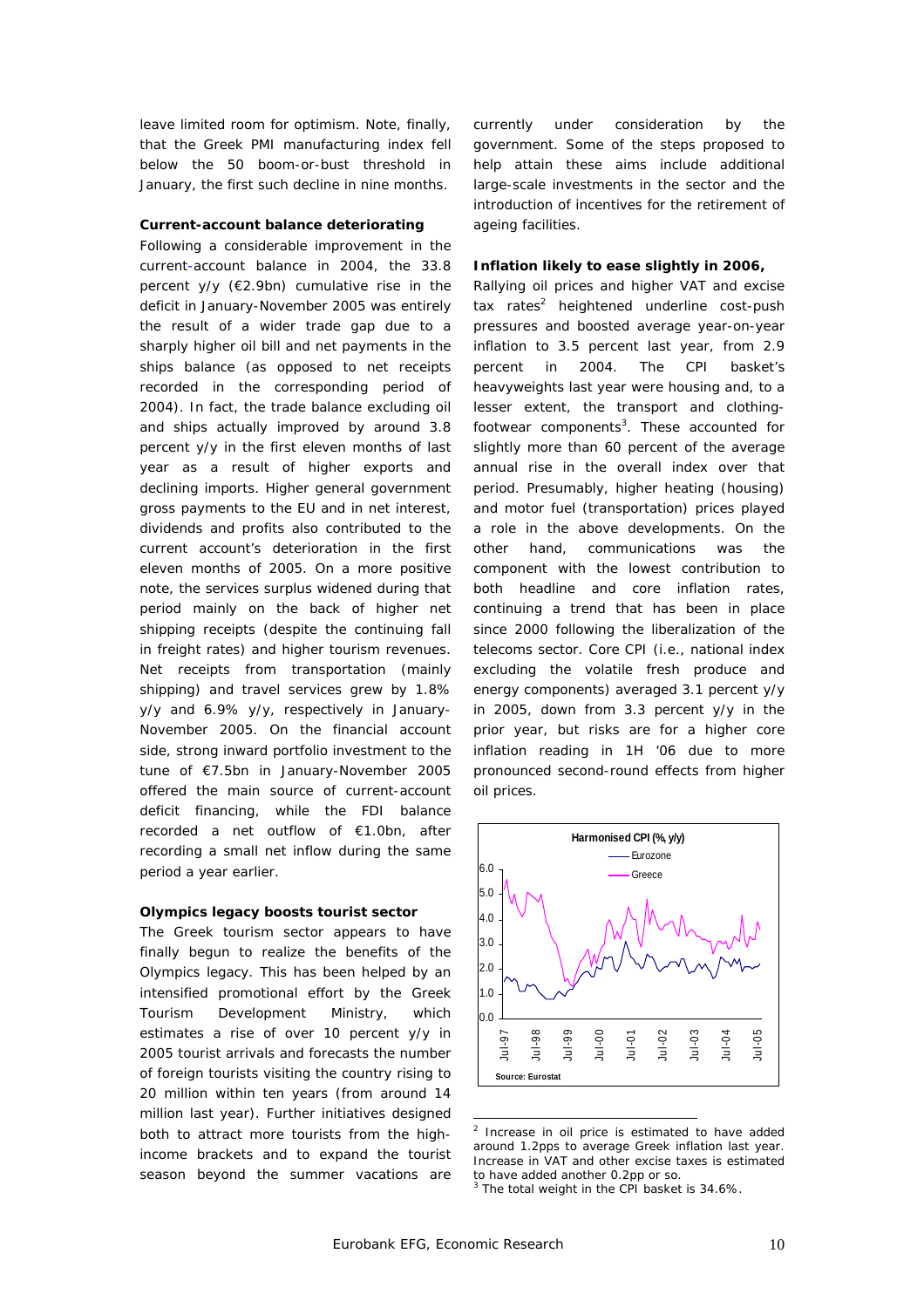leave limited room for optimism. Note, finally, that the Greek PMI manufacturing index fell below the 50 boom-or-bust threshold in January, the first such decline in nine months.

**Current-account balance deteriorating**

Following a considerable improvement in the current-account balance in 2004, the 33.8 percent y/y (€2.9bn) cumulative rise in the deficit in January-November 2005 was entirely the result of a wider trade gap due to a sharply higher oil bill and net payments in the ships balance (as opposed to net receipts recorded in the corresponding period of 2004). In fact, the trade balance excluding oil and ships actually improved by around 3.8 percent y/y in the first eleven months of last year as a result of higher exports and declining imports. Higher general government gross payments to the EU and in net interest, dividends and profits also contributed to the current account's deterioration in the first eleven months of 2005. On a more positive note, the services surplus widened during that period mainly on the back of higher net shipping receipts (despite the continuing fall in freight rates) and higher tourism revenues. Net receipts from transportation (mainly shipping) and travel services grew by 1.8% y/y and 6.9% y/y, respectively in January-November 2005. On the financial account side, strong inward portfolio investment to the tune of €7.5bn in January-November 2005 offered the main source of current-account deficit financing, while the FDI balance recorded a net outflow of €1.0bn, after recording a small net inflow during the same period a year earlier.

**Olympics legacy boosts tourist sector**

The Greek tourism sector appears to have finally begun to realize the benefits of the Olympics legacy. This has been helped by an intensified promotional effort by the Greek Tourism Development Ministry, which estimates a rise of over 10 percent y/y in 2005 tourist arrivals and forecasts the number of foreign tourists visiting the country rising to 20 million within ten years (from around 14 million last year). Further initiatives designed both to attract more tourists from the high-income brackets and to expand the tourist season beyond the summer vacations are currently under consideration by the government. Some of the steps proposed to help attain these aims include additional large-scale investments in the sector and the introduction of incentives for the retirement of ageing facilities.

**Inflation likely to ease slightly in 2006,**

Rallying oil prices and higher VAT and excise tax rates[2] heightened underline cost-push pressures and boosted average year-on-year inflation to 3.5 percent last year, from 2.9 percent in 2004. The CPI basket's heavyweights last year were housing and, to a lesser extent, the transport and clothing-footwear components[3]. These accounted for slightly more than 60 percent of the average annual rise in the overall index over that period. Presumably, higher heating (housing) and motor fuel (transportation) prices played a role in the above developments. On the other hand, communications was the component with the lowest contribution to both headline and core inflation rates, continuing a trend that has been in place since 2000 following the liberalization of the telecoms sector. Core CPI (i.e., national index excluding the volatile fresh produce and energy components) averaged 3.1 percent y/y in 2005, down from 3.3 percent y/y in the prior year, but risks are for a higher core inflation reading in 1H '06 due to more pronounced second-round effects from higher oil prices.

**Harmonised CPI (%, y/y)**

Eurozone / Greece

Source: Eurostat

---

[2] Increase in oil price is estimated to have added around 1.2pps to average Greek inflation last year. Increase in VAT and other excise taxes is estimated to have added another 0.2pp or so.

[3] The total weight in the CPI basket is 34.6%.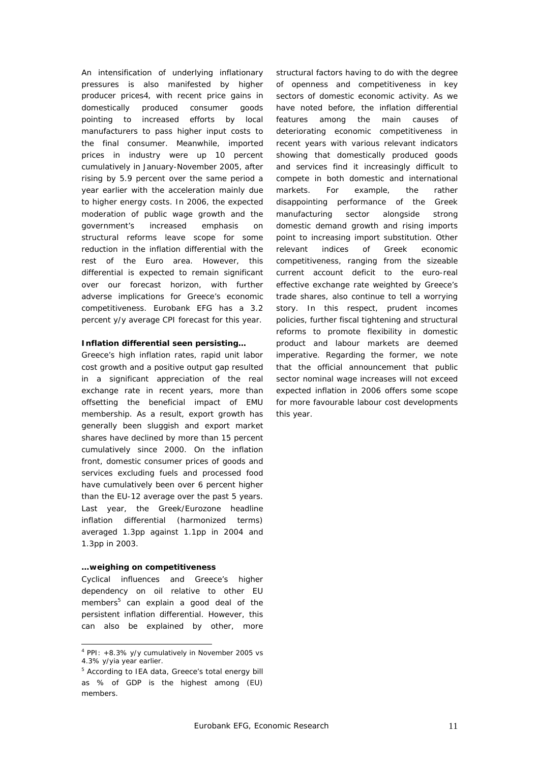An intensification of underlying inflationary pressures is also manifested by higher producer prices[4], with recent price gains in domestically produced consumer goods pointing to increased efforts by local manufacturers to pass higher input costs to the final consumer. Meanwhile, imported prices in industry were up 10 percent cumulatively in January-November 2005, after rising by 5.9 percent over the same period a year earlier with the acceleration mainly due to higher energy costs. In 2006, the expected moderation of public wage growth and the government's increased emphasis on structural reforms leave scope for some reduction in the inflation differential with the rest of the Euro area. However, this differential is expected to remain significant over our forecast horizon, with further adverse implications for Greece's economic competitiveness. Eurobank EFG has a 3.2 percent y/y average CPI forecast for this year.

**Inflation differential seen persisting…**

Greece's high inflation rates, rapid unit labor cost growth and a positive output gap resulted in a significant appreciation of the real exchange rate in recent years, more than offsetting the beneficial impact of EMU membership. As a result, export growth has generally been sluggish and export market shares have declined by more than 15 percent cumulatively since 2000. On the inflation front, domestic consumer prices of goods and services excluding fuels and processed food have cumulatively been over 6 percent higher than the EU-12 average over the past 5 years. Last year, the Greek/Eurozone headline inflation differential (harmonized terms) averaged 1.3pp against 1.1pp in 2004 and 1.3pp in 2003.

**…weighing on competitiveness**

Cyclical influences and Greece's higher dependency on oil relative to other EU members[5] can explain a good deal of the persistent inflation differential. However, this can also be explained by other, more structural factors having to do with the degree of openness and competitiveness in key sectors of domestic economic activity. As we have noted before, the inflation differential features among the main causes of deteriorating economic competitiveness in recent years with various relevant indicators showing that domestically produced goods and services find it increasingly difficult to compete in both domestic and international markets. For example, the rather disappointing performance of the Greek manufacturing sector alongside strong domestic demand growth and rising imports point to increasing import substitution. Other relevant indices of Greek economic competitiveness, ranging from the sizeable current account deficit to the euro-real effective exchange rate weighted by Greece's trade shares, also continue to tell a worrying story. In this respect, prudent incomes policies, further fiscal tightening and structural reforms to promote flexibility in domestic product and labour markets are deemed imperative. Regarding the former, we note that the official announcement that public sector nominal wage increases will not exceed expected inflation in 2006 offers some scope for more favourable labour cost developments this year.

---

[4] PPI: +8.3% y/y cumulatively in November 2005 vs 4.3% y/yia year earlier.

[5] According to IEA data, Greece's total energy bill as % of GDP is the highest among (EU) members.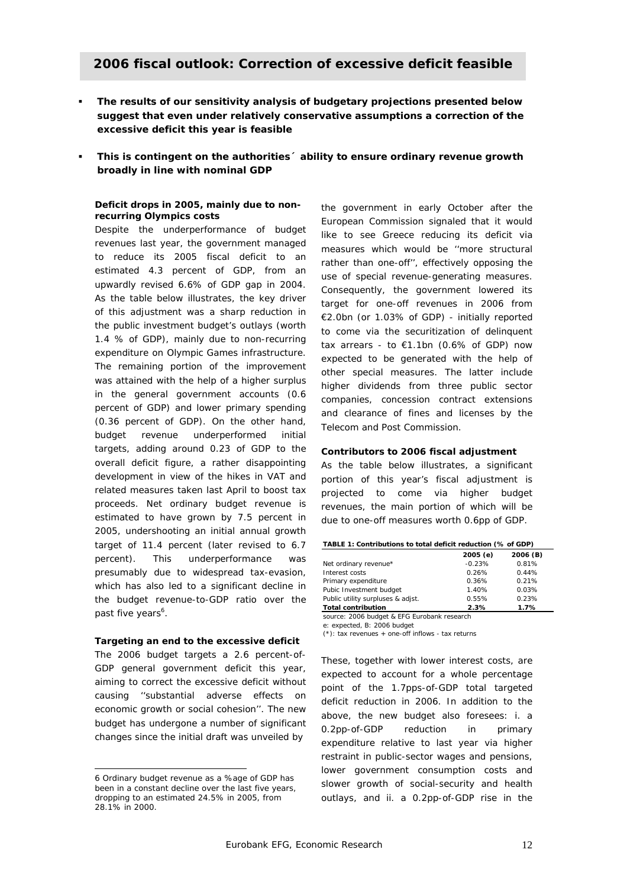## 2006 fiscal outlook: Correction of excessive deficit feasible

- **The results of our sensitivity analysis of budgetary projections presented below suggest that even under relatively conservative assumptions a correction of the excessive deficit this year is feasible**
- **This is contingent on the authorities´ ability to ensure ordinary revenue growth broadly in line with nominal GDP**

**Deficit drops in 2005, mainly due to non-recurring Olympics costs**

Despite the underperformance of budget revenues last year, the government managed to reduce its 2005 fiscal deficit to an estimated 4.3 percent of GDP, from an upwardly revised 6.6% of GDP gap in 2004. As the table below illustrates, the key driver of this adjustment was a sharp reduction in the public investment budget's outlays (worth 1.4 % of GDP), mainly due to non-recurring expenditure on Olympic Games infrastructure. The remaining portion of the improvement was attained with the help of a higher surplus in the general government accounts (0.6 percent of GDP) and lower primary spending (0.36 percent of GDP). On the other hand, budget revenue underperformed initial targets, adding around 0.23 of GDP to the overall deficit figure, a rather disappointing development in view of the hikes in VAT and related measures taken last April to boost tax proceeds. Net ordinary budget revenue is estimated to have grown by 7.5 percent in 2005, undershooting an initial annual growth target of 11.4 percent (later revised to 6.7 percent). This underperformance was presumably due to widespread tax-evasion, which has also led to a significant decline in the budget revenue-to-GDP ratio over the past five years[6].

**Targeting an end to the excessive deficit**

The 2006 budget targets a 2.6 percent-of-GDP general government deficit this year, aiming to correct the excessive deficit without causing ''substantial adverse effects on economic growth or social cohesion''. The new budget has undergone a number of significant changes since the initial draft was unveiled by the government in early October after the European Commission signaled that it would like to see Greece reducing its deficit via measures which would be ''more structural rather than one-off'', effectively opposing the use of special revenue-generating measures. Consequently, the government lowered its target for one-off revenues in 2006 from €2.0bn (or 1.03% of GDP) - initially reported to come via the securitization of delinquent tax arrears - to €1.1bn (0.6% of GDP) now expected to be generated with the help of other special measures. The latter include higher dividends from three public sector companies, concession contract extensions and clearance of fines and licenses by the Telecom and Post Commission.

**Contributors to 2006 fiscal adjustment**

As the table below illustrates, a significant portion of this year's fiscal adjustment is projected to come via higher budget revenues, the main portion of which will be due to one-off measures worth 0.6pp of GDP.

**TABLE 1: Contributions to total deficit reduction (% of GDP)**

| | 2005 (e) | 2006 (B) |
|---|---|---|
| Net ordinary revenue* | -0.23% | 0.81% |
| Interest costs | 0.26% | 0.44% |
| Primary expenditure | 0.36% | 0.21% |
| Pubic Investment budget | 1.40% | 0.03% |
| Public utility surpluses & adjst. | 0.55% | 0.23% |
| **Total contribution** | **2.3%** | **1.7%** |

source: 2006 budget & EFG Eurobank research
e: expected, B: 2006 budget
(*): tax revenues + one-off inflows - tax returns

These, together with lower interest costs, are expected to account for a whole percentage point of the 1.7pps-of-GDP total targeted deficit reduction in 2006. In addition to the above, the new budget also foresees: i. a 0.2pp-of-GDP reduction in primary expenditure relative to last year via higher restraint in public-sector wages and pensions, lower government consumption costs and slower growth of social-security and health outlays, and ii. a 0.2pp-of-GDP rise in the

---

6 Ordinary budget revenue as a %age of GDP has been in a constant decline over the last five years, dropping to an estimated 24.5% in 2005, from 28.1% in 2000.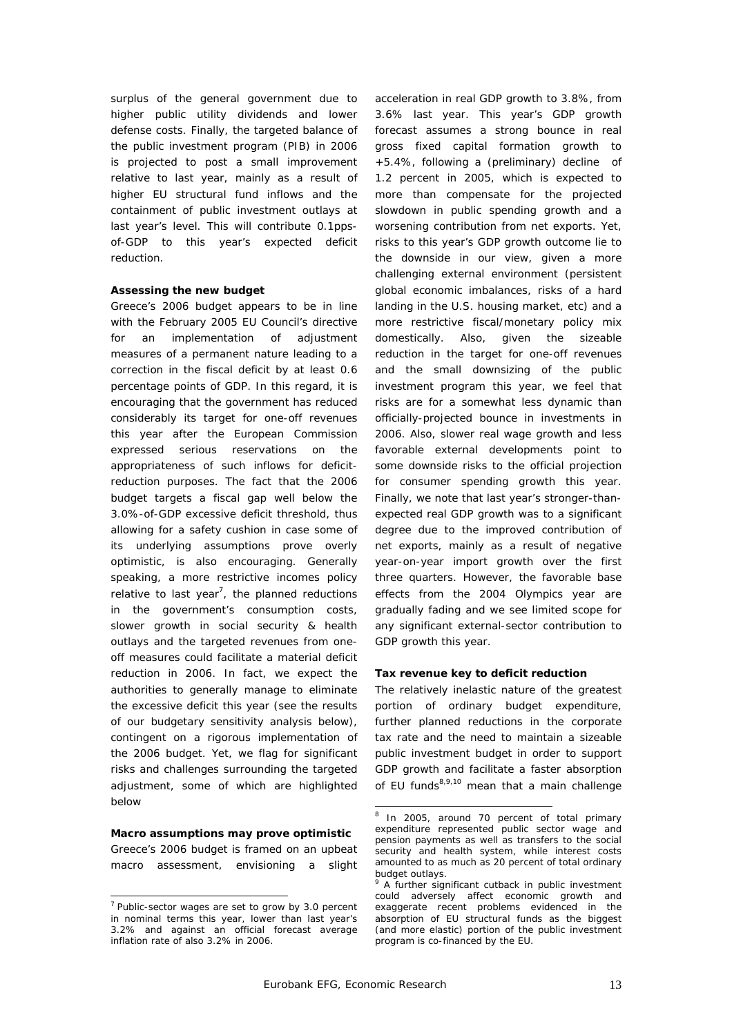surplus of the general government due to higher public utility dividends and lower defense costs. Finally, the targeted balance of the public investment program (PIB) in 2006 is projected to post a small improvement relative to last year, mainly as a result of higher EU structural fund inflows and the containment of public investment outlays at last year's level. This will contribute 0.1pps-of-GDP to this year's expected deficit reduction.

**Assessing the new budget**

Greece's 2006 budget appears to be in line with the February 2005 EU Council's directive for an implementation of adjustment measures of a permanent nature leading to a correction in the fiscal deficit by at least 0.6 percentage points of GDP. In this regard, it is encouraging that the government has reduced considerably its target for one-off revenues this year after the European Commission expressed serious reservations on the appropriateness of such inflows for deficit-reduction purposes. The fact that the 2006 budget targets a fiscal gap well below the 3.0%-of-GDP excessive deficit threshold, thus allowing for a safety cushion in case some of its underlying assumptions prove overly optimistic, is also encouraging. Generally speaking, a more restrictive incomes policy relative to last year[7], the planned reductions in the government's consumption costs, slower growth in social security & health outlays and the targeted revenues from one-off measures could facilitate a material deficit reduction in 2006. In fact, we expect the authorities to generally manage to eliminate the excessive deficit this year (see the results of our budgetary sensitivity analysis below), contingent on a rigorous implementation of the 2006 budget. Yet, we flag for significant risks and challenges surrounding the targeted adjustment, some of which are highlighted below

**Macro assumptions may prove optimistic**

Greece's 2006 budget is framed on an upbeat macro assessment, envisioning a slight acceleration in real GDP growth to 3.8%, from 3.6% last year. This year's GDP growth forecast assumes a strong bounce in real gross fixed capital formation growth to +5.4%, following a (preliminary) decline of 1.2 percent in 2005, which is expected to more than compensate for the projected slowdown in public spending growth and a worsening contribution from net exports. Yet, risks to this year's GDP growth outcome lie to the downside in our view, given a more challenging external environment (persistent global economic imbalances, risks of a hard landing in the U.S. housing market, etc) and a more restrictive fiscal/monetary policy mix domestically. Also, given the sizeable reduction in the target for one-off revenues and the small downsizing of the public investment program this year, we feel that risks are for a somewhat less dynamic than officially-projected bounce in investments in 2006. Also, slower real wage growth and less favorable external developments point to some downside risks to the official projection for consumer spending growth this year. Finally, we note that last year's stronger-than-expected real GDP growth was to a significant degree due to the improved contribution of net exports, mainly as a result of negative year-on-year import growth over the first three quarters. However, the favorable base effects from the 2004 Olympics year are gradually fading and we see limited scope for any significant external-sector contribution to GDP growth this year.

**Tax revenue key to deficit reduction**

The relatively inelastic nature of the greatest portion of ordinary budget expenditure, further planned reductions in the corporate tax rate and the need to maintain a sizeable public investment budget in order to support GDP growth and facilitate a faster absorption of EU funds[8,9,10] mean that a main challenge

---

[7] Public-sector wages are set to grow by 3.0 percent in nominal terms this year, lower than last year's 3.2% and against an official forecast average inflation rate of also 3.2% in 2006.

[8] In 2005, around 70 percent of total primary expenditure represented public sector wage and pension payments as well as transfers to the social security and health system, while interest costs amounted to as much as 20 percent of total ordinary budget outlays.

[9] A further significant cutback in public investment could adversely affect economic growth and exaggerate recent problems evidenced in the absorption of EU structural funds as the biggest (and more elastic) portion of the public investment program is co-financed by the EU.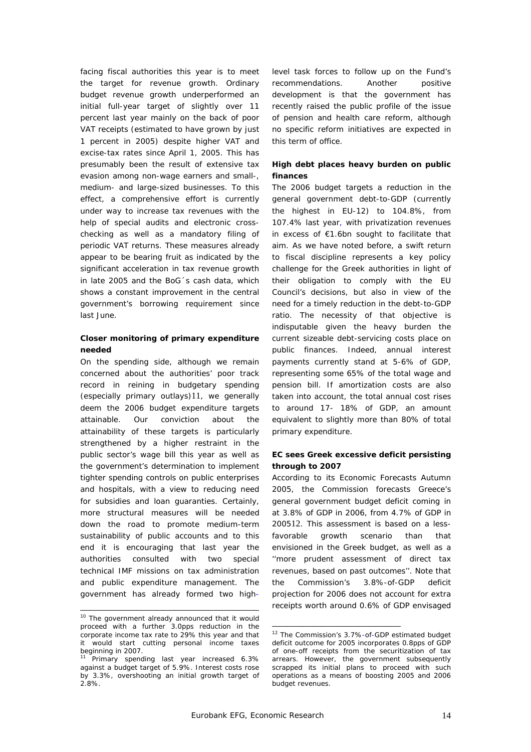facing fiscal authorities this year is to meet the target for revenue growth. Ordinary budget revenue growth underperformed an initial full-year target of slightly over 11 percent last year mainly on the back of poor VAT receipts (estimated to have grown by just 1 percent in 2005) despite higher VAT and excise-tax rates since April 1, 2005. This has presumably been the result of extensive tax evasion among non-wage earners and small-, medium- and large-sized businesses. To this effect, a comprehensive effort is currently under way to increase tax revenues with the help of special audits and electronic cross-checking as well as a mandatory filing of periodic VAT returns. These measures already appear to be bearing fruit as indicated by the significant acceleration in tax revenue growth in late 2005 and the BoG´s cash data, which shows a constant improvement in the central government's borrowing requirement since last June.

**Closer monitoring of primary expenditure needed**

On the spending side, although we remain concerned about the authorities' poor track record in reining in budgetary spending (especially primary outlays)[11], we generally deem the 2006 budget expenditure targets attainable. Our conviction about the attainability of these targets is particularly strengthened by a higher restraint in the public sector's wage bill this year as well as the government's determination to implement tighter spending controls on public enterprises and hospitals, with a view to reducing need for subsidies and loan guaranties. Certainly, more structural measures will be needed down the road to promote medium-term sustainability of public accounts and to this end it is encouraging that last year the authorities consulted with two special technical IMF missions on tax administration and public expenditure management. The government has already formed two high-level task forces to follow up on the Fund's recommendations. Another positive development is that the government has recently raised the public profile of the issue of pension and health care reform, although no specific reform initiatives are expected in this term of office.

**High debt places heavy burden on public finances**

The 2006 budget targets a reduction in the general government debt-to-GDP (currently the highest in EU-12) to 104.8%, from 107.4% last year, with privatization revenues in excess of €1.6bn sought to facilitate that aim. As we have noted before, a swift return to fiscal discipline represents a key policy challenge for the Greek authorities in light of their obligation to comply with the EU Council's decisions, but also in view of the need for a timely reduction in the debt-to-GDP ratio. The necessity of that objective is indisputable given the heavy burden the current sizeable debt-servicing costs place on public finances. Indeed, annual interest payments currently stand at 5-6% of GDP, representing some 65% of the total wage and pension bill. If amortization costs are also taken into account, the total annual cost rises to around 17- 18% of GDP, an amount equivalent to slightly more than 80% of total primary expenditure.

**EC sees Greek excessive deficit persisting through to 2007**

According to its Economic Forecasts Autumn 2005, the Commission forecasts Greece's general government budget deficit coming in at 3.8% of GDP in 2006, from 4.7% of GDP in 2005[12]. This assessment is based on a less-favorable growth scenario than that envisioned in the Greek budget, as well as a ''more prudent assessment of direct tax revenues, based on past outcomes''. Note that the Commission's 3.8%-of-GDP deficit projection for 2006 does not account for extra receipts worth around 0.6% of GDP envisaged

---

[10] The government already announced that it would proceed with a further 3.0pps reduction in the corporate income tax rate to 29% this year and that it would start cutting personal income taxes beginning in 2007.

[11] Primary spending last year increased 6.3% against a budget target of 5.9%. Interest costs rose by 3.3%, overshooting an initial growth target of 2.8%.

[12] The Commission's 3.7%-of-GDP estimated budget deficit outcome for 2005 incorporates 0.8pps of GDP of one-off receipts from the securitization of tax arrears. However, the government subsequently scrapped its initial plans to proceed with such operations as a means of boosting 2005 and 2006 budget revenues.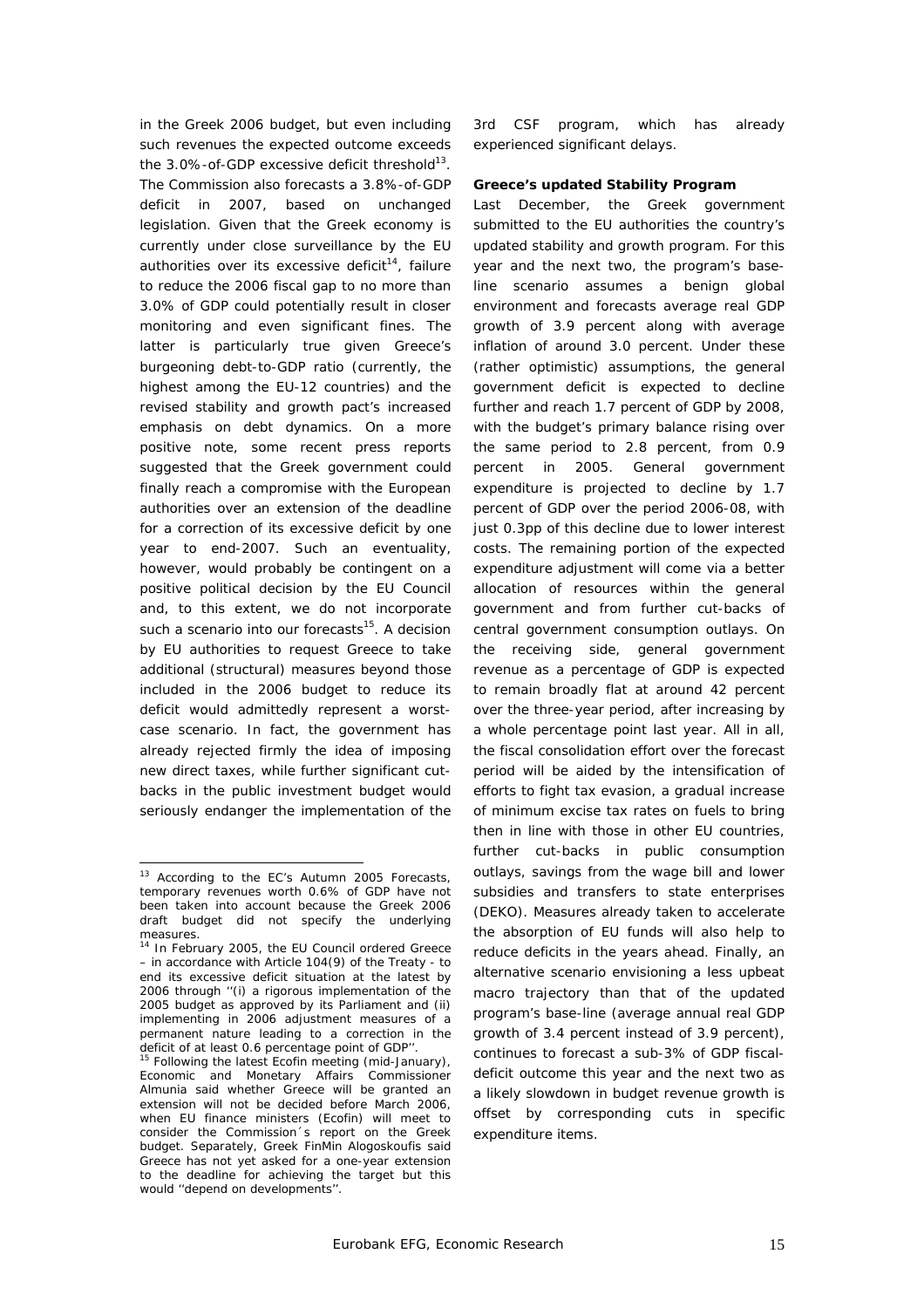in the Greek 2006 budget, but even including such revenues the expected outcome exceeds the 3.0%-of-GDP excessive deficit threshold[13]. The Commission also forecasts a 3.8%-of-GDP deficit in 2007, based on unchanged legislation. Given that the Greek economy is currently under close surveillance by the EU authorities over its excessive deficit[14], failure to reduce the 2006 fiscal gap to no more than 3.0% of GDP could potentially result in closer monitoring and even significant fines. The latter is particularly true given Greece's burgeoning debt-to-GDP ratio (currently, the highest among the EU-12 countries) and the revised stability and growth pact's increased emphasis on debt dynamics. On a more positive note, some recent press reports suggested that the Greek government could finally reach a compromise with the European authorities over an extension of the deadline for a correction of its excessive deficit by one year to end-2007. Such an eventuality, however, would probably be contingent on a positive political decision by the EU Council and, to this extent, we do not incorporate such a scenario into our forecasts[15]. A decision by EU authorities to request Greece to take additional (structural) measures beyond those included in the 2006 budget to reduce its deficit would admittedly represent a worst-case scenario. In fact, the government has already rejected firmly the idea of imposing new direct taxes, while further significant cut-backs in the public investment budget would seriously endanger the implementation of the 3rd CSF program, which has already experienced significant delays.

**Greece's updated Stability Program**

Last December, the Greek government submitted to the EU authorities the country's updated stability and growth program. For this year and the next two, the program's base-line scenario assumes a benign global environment and forecasts average real GDP growth of 3.9 percent along with average inflation of around 3.0 percent. Under these (rather optimistic) assumptions, the general government deficit is expected to decline further and reach 1.7 percent of GDP by 2008, with the budget's primary balance rising over the same period to 2.8 percent, from 0.9 percent in 2005. General government expenditure is projected to decline by 1.7 percent of GDP over the period 2006-08, with just 0.3pp of this decline due to lower interest costs. The remaining portion of the expected expenditure adjustment will come via a better allocation of resources within the general government and from further cut-backs of central government consumption outlays. On the receiving side, general government revenue as a percentage of GDP is expected to remain broadly flat at around 42 percent over the three-year period, after increasing by a whole percentage point last year. All in all, the fiscal consolidation effort over the forecast period will be aided by the intensification of efforts to fight tax evasion, a gradual increase of minimum excise tax rates on fuels to bring then in line with those in other EU countries, further cut-backs in public consumption outlays, savings from the wage bill and lower subsidies and transfers to state enterprises (DEKO). Measures already taken to accelerate the absorption of EU funds will also help to reduce deficits in the years ahead. Finally, an alternative scenario envisioning a less upbeat macro trajectory than that of the updated program's base-line (average annual real GDP growth of 3.4 percent instead of 3.9 percent), continues to forecast a sub-3% of GDP fiscal-deficit outcome this year and the next two as a likely slowdown in budget revenue growth is offset by corresponding cuts in specific expenditure items.

---

[13] According to the EC's Autumn 2005 Forecasts, temporary revenues worth 0.6% of GDP have not been taken into account because the Greek 2006 draft budget did not specify the underlying measures.

[14] In February 2005, the EU Council ordered Greece – in accordance with Article 104(9) of the Treaty - to end its excessive deficit situation at the latest by 2006 through ''(i) a rigorous implementation of the 2005 budget as approved by its Parliament and (ii) implementing in 2006 adjustment measures of a permanent nature leading to a correction in the deficit of at least 0.6 percentage point of GDP''.

[15] Following the latest Ecofin meeting (mid-January), Economic and Monetary Affairs Commissioner Almunia said whether Greece will be granted an extension will not be decided before March 2006, when EU finance ministers (Ecofin) will meet to consider the Commission´s report on the Greek budget. Separately, Greek FinMin Alogoskoufis said Greece has not yet asked for a one-year extension to the deadline for achieving the target but this would ''depend on developments''.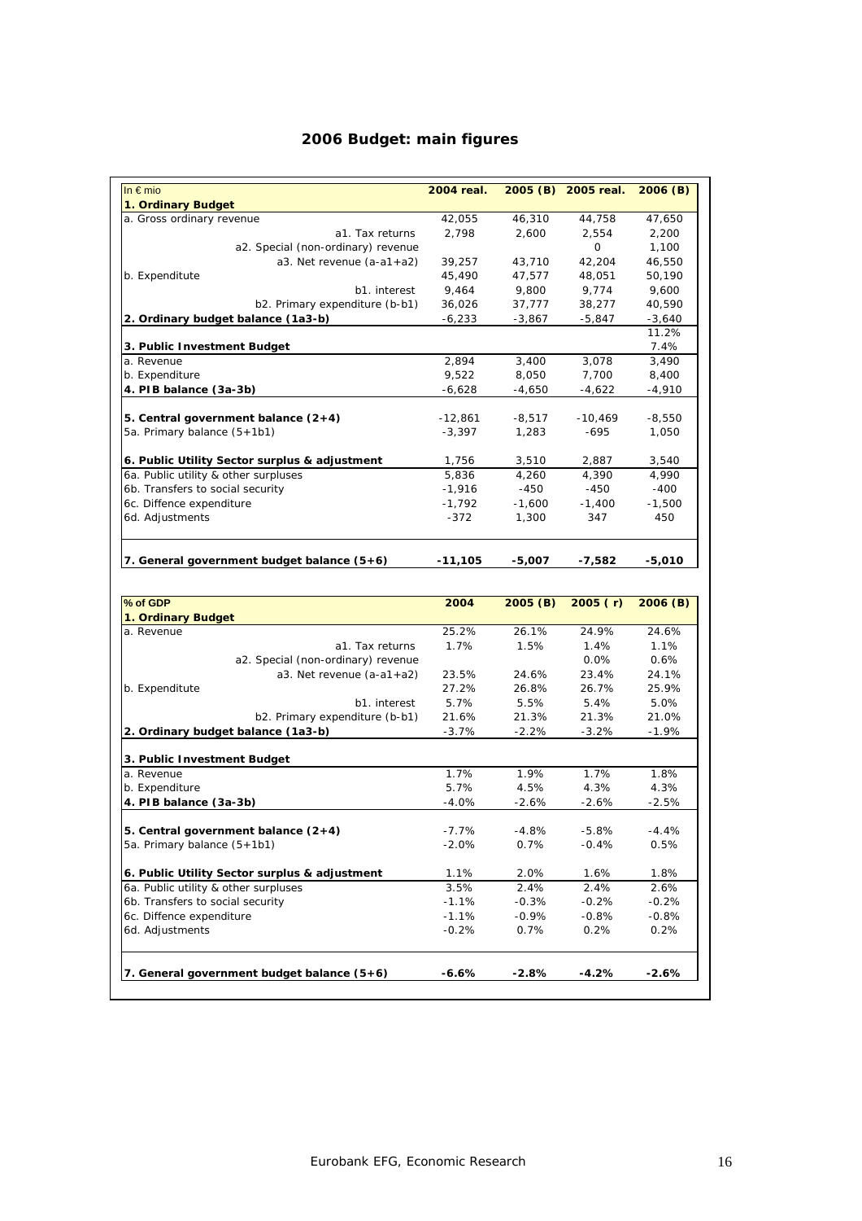## 2006 Budget: main figures

| In € mio | 2004 real. | 2005 (B) | 2005 real. | 2006 (B) |
|---|---|---|---|---|
| **1. Ordinary Budget** | | | | |
| a. Gross ordinary revenue | 42,055 | 46,310 | 44,758 | 47,650 |
| a1. Tax returns | 2,798 | 2,600 | 2,554 | 2,200 |
| a2. Special (non-ordinary) revenue | | | 0 | 1,100 |
| a3. Net revenue (a-a1+a2) | 39,257 | 43,710 | 42,204 | 46,550 |
| b. Expenditute | 45,490 | 47,577 | 48,051 | 50,190 |
| b1. interest | 9,464 | 9,800 | 9,774 | 9,600 |
| b2. Primary expenditure (b-b1) | 36,026 | 37,777 | 38,277 | 40,590 |
| **2. Ordinary budget balance (1a3-b)** | -6,233 | -3,867 | -5,847 | -3,640 |
| | | | | 11.2% |
| **3. Public Investment Budget** | | | | 7.4% |
| a. Revenue | 2,894 | 3,400 | 3,078 | 3,490 |
| b. Expenditure | 9,522 | 8,050 | 7,700 | 8,400 |
| **4. PIB balance (3a-3b)** | -6,628 | -4,650 | -4,622 | -4,910 |
| **5. Central government balance (2+4)** | -12,861 | -8,517 | -10,469 | -8,550 |
| 5a. Primary balance (5+1b1) | -3,397 | 1,283 | -695 | 1,050 |
| **6. Public Utility Sector surplus & adjustment** | 1,756 | 3,510 | 2,887 | 3,540 |
| 6a. Public utility & other surpluses | 5,836 | 4,260 | 4,390 | 4,990 |
| 6b. Transfers to social security | -1,916 | -450 | -450 | -400 |
| 6c. Diffence expenditure | -1,792 | -1,600 | -1,400 | -1,500 |
| 6d. Adjustments | -372 | 1,300 | 347 | 450 |
| **7. General government budget balance (5+6)** | **-11,105** | **-5,007** | **-7,582** | **-5,010** |

| % of GDP | 2004 | 2005 (B) | 2005 ( r) | 2006 (B) |
|---|---|---|---|---|
| **1. Ordinary Budget** | | | | |
| a. Revenue | 25.2% | 26.1% | 24.9% | 24.6% |
| a1. Tax returns | 1.7% | 1.5% | 1.4% | 1.1% |
| a2. Special (non-ordinary) revenue | | | 0.0% | 0.6% |
| a3. Net revenue (a-a1+a2) | 23.5% | 24.6% | 23.4% | 24.1% |
| b. Expenditute | 27.2% | 26.8% | 26.7% | 25.9% |
| b1. interest | 5.7% | 5.5% | 5.4% | 5.0% |
| b2. Primary expenditure (b-b1) | 21.6% | 21.3% | 21.3% | 21.0% |
| **2. Ordinary budget balance (1a3-b)** | -3.7% | -2.2% | -3.2% | -1.9% |
| **3. Public Investment Budget** | | | | |
| a. Revenue | 1.7% | 1.9% | 1.7% | 1.8% |
| b. Expenditure | 5.7% | 4.5% | 4.3% | 4.3% |
| **4. PIB balance (3a-3b)** | -4.0% | -2.6% | -2.6% | -2.5% |
| **5. Central government balance (2+4)** | -7.7% | -4.8% | -5.8% | -4.4% |
| 5a. Primary balance (5+1b1) | -2.0% | 0.7% | -0.4% | 0.5% |
| **6. Public Utility Sector surplus & adjustment** | 1.1% | 2.0% | 1.6% | 1.8% |
| 6a. Public utility & other surpluses | 3.5% | 2.4% | 2.4% | 2.6% |
| 6b. Transfers to social security | -1.1% | -0.3% | -0.2% | -0.2% |
| 6c. Diffence expenditure | -1.1% | -0.9% | -0.8% | -0.8% |
| 6d. Adjustments | -0.2% | 0.7% | 0.2% | 0.2% |
| **7. General government budget balance (5+6)** | **-6.6%** | **-2.8%** | **-4.2%** | **-2.6%** |

Eurobank EFG, Economic Research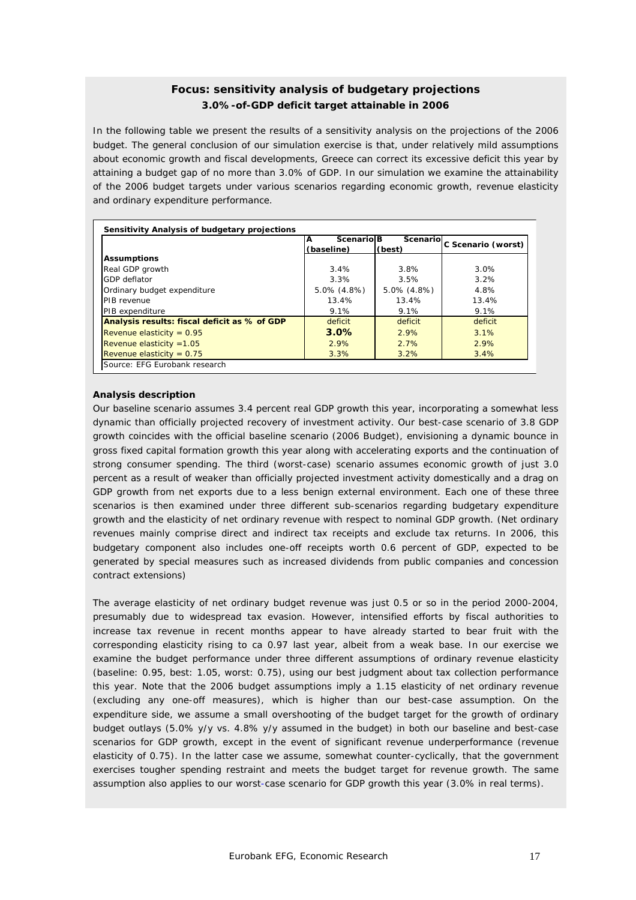## Focus: sensitivity analysis of budgetary projections

### 3.0%-of-GDP deficit target attainable in 2006

In the following table we present the results of a sensitivity analysis on the projections of the 2006 budget. The general conclusion of our simulation exercise is that, under relatively mild assumptions about economic growth and fiscal developments, Greece can correct its excessive deficit this year by attaining a budget gap of no more than 3.0% of GDP. In our simulation we examine the attainability of the 2006 budget targets under various scenarios regarding economic growth, revenue elasticity and ordinary expenditure performance.

**Sensitivity Analysis of budgetary projections**

| | A Scenario (baseline) | B Scenario (best) | C Scenario (worst) |
|---|---|---|---|
| **Assumptions** | | | |
| Real GDP growth | 3.4% | 3.8% | 3.0% |
| GDP deflator | 3.3% | 3.5% | 3.2% |
| Ordinary budget expenditure | 5.0% (4.8%) | 5.0% (4.8%) | 4.8% |
| PIB revenue | 13.4% | 13.4% | 13.4% |
| PIB expenditure | 9.1% | 9.1% | 9.1% |
| **Analysis results: fiscal deficit as % of GDP** | deficit | deficit | deficit |
| Revenue elasticity = 0.95 | **3.0%** | 2.9% | 3.1% |
| Revenue elasticity =1.05 | 2.9% | 2.7% | 2.9% |
| Revenue elasticity = 0.75 | 3.3% | 3.2% | 3.4% |

Source: EFG Eurobank research

**Analysis description**

Our baseline scenario assumes 3.4 percent real GDP growth this year, incorporating a somewhat less dynamic than officially projected recovery of investment activity. Our best-case scenario of 3.8 GDP growth coincides with the official baseline scenario (2006 Budget), envisioning a dynamic bounce in gross fixed capital formation growth this year along with accelerating exports and the continuation of strong consumer spending. The third (worst-case) scenario assumes economic growth of just 3.0 percent as a result of weaker than officially projected investment activity domestically and a drag on GDP growth from net exports due to a less benign external environment. Each one of these three scenarios is then examined under three different sub-scenarios regarding budgetary expenditure growth and the elasticity of net ordinary revenue with respect to nominal GDP growth. (Net ordinary revenues mainly comprise direct and indirect tax receipts and exclude tax returns. In 2006, this budgetary component also includes one-off receipts worth 0.6 percent of GDP, expected to be generated by special measures such as increased dividends from public companies and concession contract extensions)

The average elasticity of net ordinary budget revenue was just 0.5 or so in the period 2000-2004, presumably due to widespread tax evasion. However, intensified efforts by fiscal authorities to increase tax revenue in recent months appear to have already started to bear fruit with the corresponding elasticity rising to ca 0.97 last year, albeit from a weak base. In our exercise we examine the budget performance under three different assumptions of ordinary revenue elasticity (baseline: 0.95, best: 1.05, worst: 0.75), using our best judgment about tax collection performance this year. Note that the 2006 budget assumptions imply a 1.15 elasticity of net ordinary revenue (excluding any one-off measures), which is higher than our best-case assumption. On the expenditure side, we assume a small overshooting of the budget target for the growth of ordinary budget outlays (5.0% y/y vs. 4.8% y/y assumed in the budget) in both our baseline and best-case scenarios for GDP growth, except in the event of significant revenue underperformance (revenue elasticity of 0.75). In the latter case we assume, somewhat counter-cyclically, that the government exercises tougher spending restraint and meets the budget target for revenue growth. The same assumption also applies to our worst-case scenario for GDP growth this year (3.0% in real terms).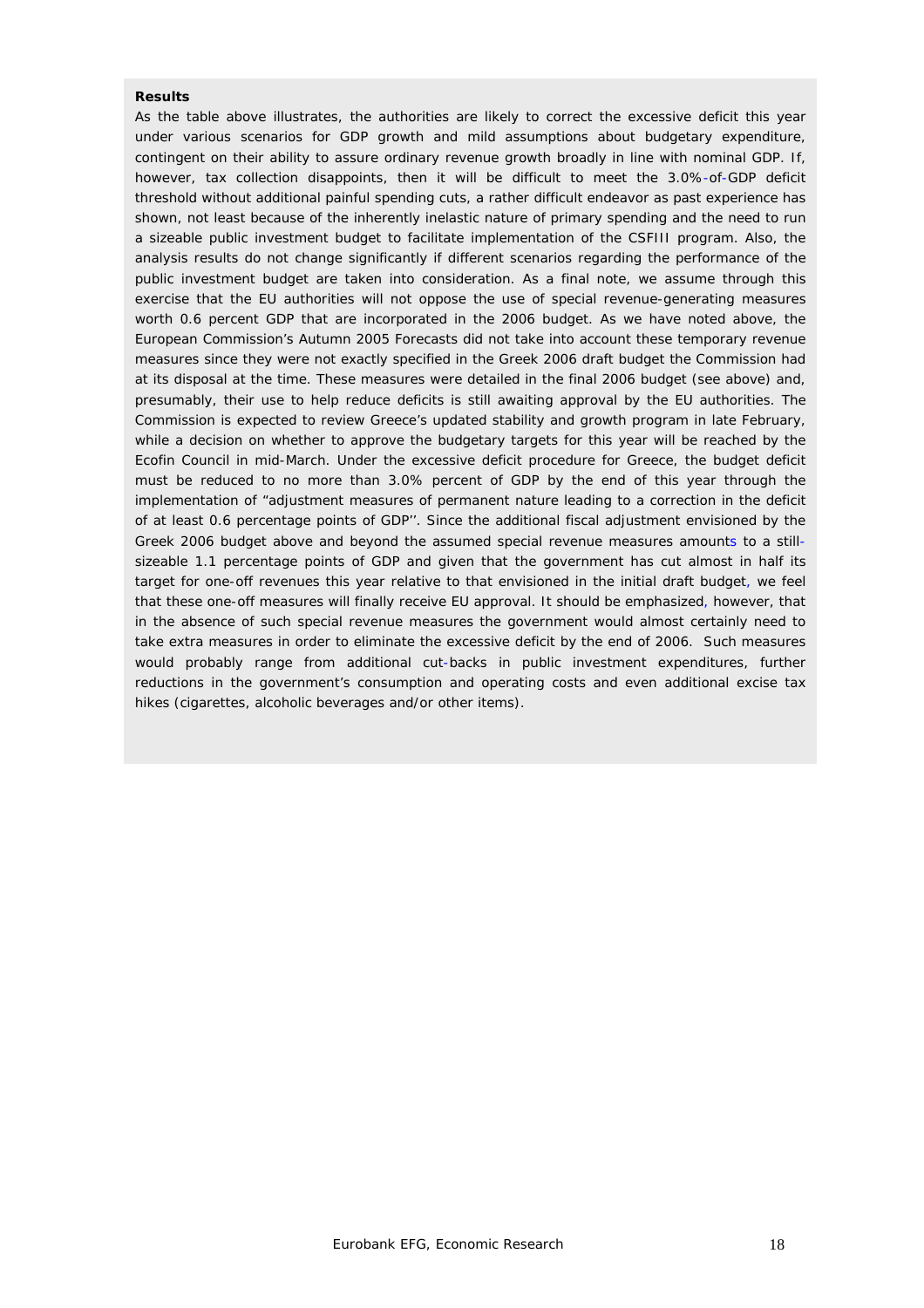**Results**

As the table above illustrates, the authorities are likely to correct the excessive deficit this year under various scenarios for GDP growth and mild assumptions about budgetary expenditure, contingent on their ability to assure ordinary revenue growth broadly in line with nominal GDP. If, however, tax collection disappoints, then it will be difficult to meet the 3.0%-of-GDP deficit threshold without additional painful spending cuts, a rather difficult endeavor as past experience has shown, not least because of the inherently inelastic nature of primary spending and the need to run a sizeable public investment budget to facilitate implementation of the CSFIII program. Also, the analysis results do not change significantly if different scenarios regarding the performance of the public investment budget are taken into consideration. As a final note, we assume through this exercise that the EU authorities will not oppose the use of special revenue-generating measures worth 0.6 percent GDP that are incorporated in the 2006 budget. As we have noted above, the European Commission's Autumn 2005 Forecasts did not take into account these temporary revenue measures since they were not exactly specified in the Greek 2006 draft budget the Commission had at its disposal at the time. These measures were detailed in the final 2006 budget (see above) and, presumably, their use to help reduce deficits is still awaiting approval by the EU authorities. The Commission is expected to review Greece's updated stability and growth program in late February, while a decision on whether to approve the budgetary targets for this year will be reached by the Ecofin Council in mid-March. Under the excessive deficit procedure for Greece, the budget deficit must be reduced to no more than 3.0% percent of GDP by the end of this year through the implementation of "adjustment measures of permanent nature leading to a correction in the deficit of at least 0.6 percentage points of GDP''. Since the additional fiscal adjustment envisioned by the Greek 2006 budget above and beyond the assumed special revenue measures amounts to a still-sizeable 1.1 percentage points of GDP and given that the government has cut almost in half its target for one-off revenues this year relative to that envisioned in the initial draft budget, we feel that these one-off measures will finally receive EU approval. It should be emphasized, however, that in the absence of such special revenue measures the government would almost certainly need to take extra measures in order to eliminate the excessive deficit by the end of 2006. Such measures would probably range from additional cut-backs in public investment expenditures, further reductions in the government's consumption and operating costs and even additional excise tax hikes (cigarettes, alcoholic beverages and/or other items).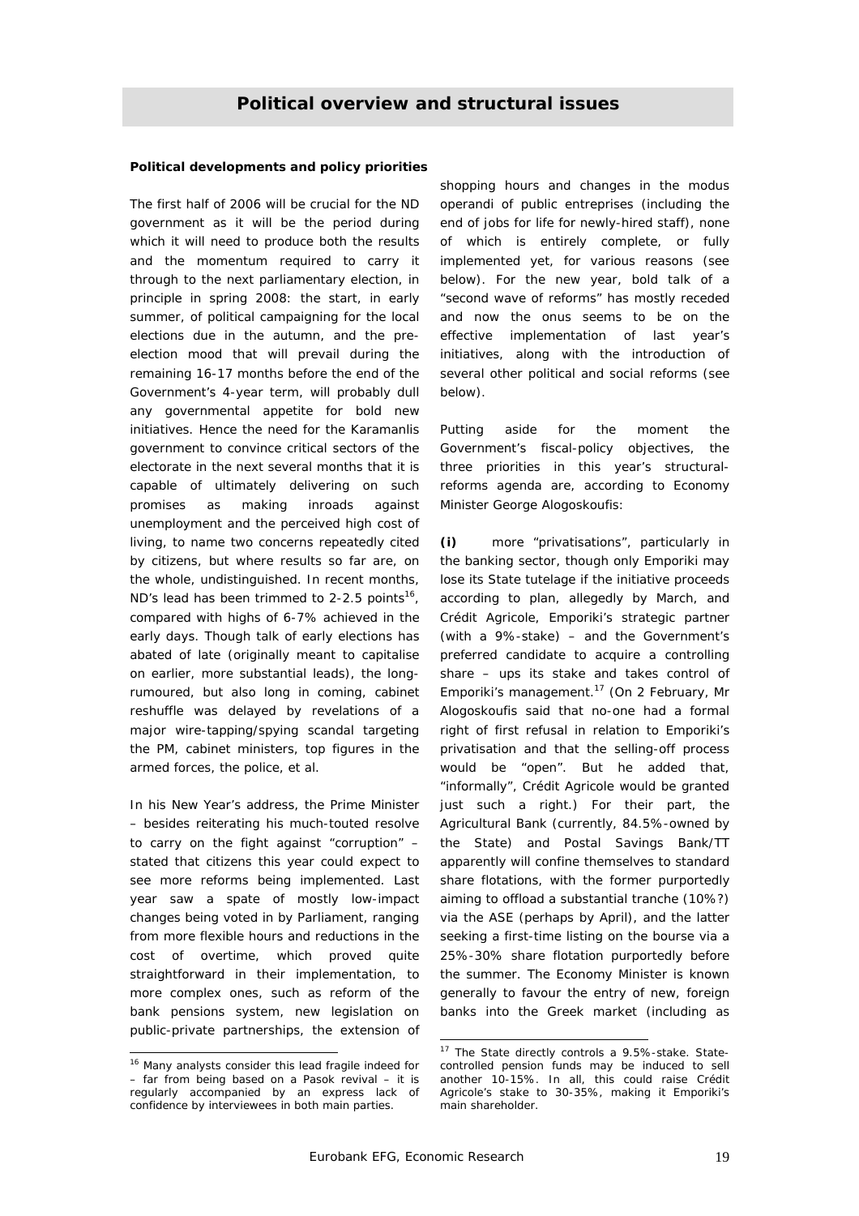# Political overview and structural issues

**Political developments and policy priorities**

The first half of 2006 will be crucial for the ND government as it will be the period during which it will need to produce both the results and the momentum required to carry it through to the next parliamentary election, in principle in spring 2008: the start, in early summer, of political campaigning for the local elections due in the autumn, and the pre-election mood that will prevail during the remaining 16-17 months before the end of the Government's 4-year term, will probably dull any governmental appetite for bold new initiatives. Hence the need for the Karamanlis government to convince critical sectors of the electorate in the next several months that it is capable of ultimately delivering on such promises as making inroads against unemployment and the perceived high cost of living, to name two concerns repeatedly cited by citizens, but where results so far are, on the whole, undistinguished. In recent months, ND's lead has been trimmed to 2-2.5 points[16], compared with highs of 6-7% achieved in the early days. Though talk of early elections has abated of late (originally meant to capitalise on earlier, more substantial leads), the long-rumoured, but also long in coming, cabinet reshuffle was delayed by revelations of a major wire-tapping/spying scandal targeting the PM, cabinet ministers, top figures in the armed forces, the police, et al.

In his New Year's address, the Prime Minister – besides reiterating his much-touted resolve to carry on the fight against "corruption" – stated that citizens this year could expect to see more reforms being implemented. Last year saw a spate of mostly low-impact changes being voted in by Parliament, ranging from more flexible hours and reductions in the cost of overtime, which proved quite straightforward in their implementation, to more complex ones, such as reform of the bank pensions system, new legislation on public-private partnerships, the extension of shopping hours and changes in the modus operandi of public entreprises (including the end of jobs for life for newly-hired staff), none of which is entirely complete, or fully implemented yet, for various reasons (see below). For the new year, bold talk of a "second wave of reforms" has mostly receded and now the onus seems to be on the effective implementation of last year's initiatives, along with the introduction of several other political and social reforms (see below).

Putting aside for the moment the Government's fiscal-policy objectives, the three priorities in this year's structural-reforms agenda are, according to Economy Minister George Alogoskoufis:

**(i)** more "privatisations", particularly in the banking sector, though only Emporiki may lose its State tutelage if the initiative proceeds according to plan, allegedly by March, and Crédit Agricole, Emporiki's strategic partner (with a 9%-stake) – and the Government's preferred candidate to acquire a controlling share – ups its stake and takes control of Emporiki's management.[17] (On 2 February, Mr Alogoskoufis said that no-one had a formal right of first refusal in relation to Emporiki's privatisation and that the selling-off process would be "open". But he added that, "informally", Crédit Agricole would be granted just such a right.) For their part, the Agricultural Bank (currently, 84.5%-owned by the State) and Postal Savings Bank/TT apparently will confine themselves to standard share flotations, with the former purportedly aiming to offload a substantial tranche (10%?) via the ASE (perhaps by April), and the latter seeking a first-time listing on the bourse via a 25%-30% share flotation purportedly before the summer. The Economy Minister is known generally to favour the entry of new, foreign banks into the Greek market (including as

---

[16] Many analysts consider this lead fragile indeed for – far from being based on a Pasok revival – it is regularly accompanied by an express lack of confidence by interviewees in both main parties.

[17] The State directly controls a 9.5%-stake. State-controlled pension funds may be induced to sell another 10-15%. In all, this could raise Crédit Agricole's stake to 30-35%, making it Emporiki's main shareholder.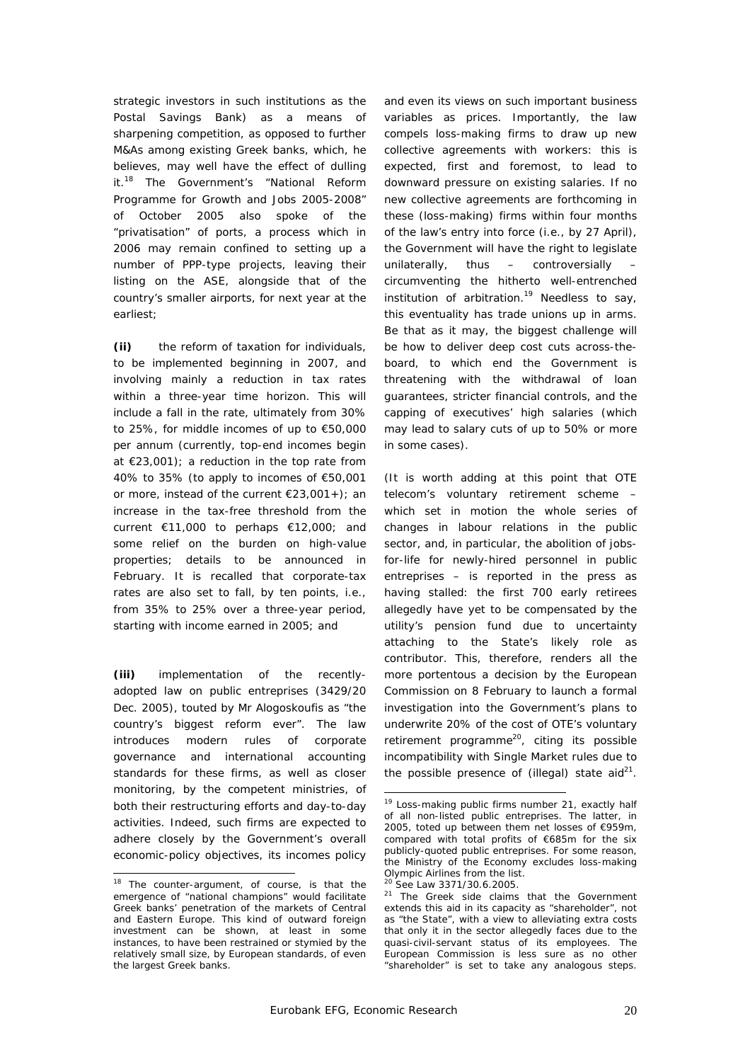strategic investors in such institutions as the Postal Savings Bank) as a means of sharpening competition, as opposed to further M&As among existing Greek banks, which, he believes, may well have the effect of dulling it.[18] The Government's "National Reform Programme for Growth and Jobs 2005-2008" of October 2005 also spoke of the "privatisation" of ports, a process which in 2006 may remain confined to setting up a number of PPP-type projects, leaving their listing on the ASE, alongside that of the country's smaller airports, for next year at the earliest;

**(ii)** the reform of taxation for individuals, to be implemented beginning in 2007, and involving mainly a reduction in tax rates within a three-year time horizon. This will include a fall in the rate, ultimately from 30% to 25%, for middle incomes of up to €50,000 per annum (currently, top-end incomes begin at €23,001); a reduction in the top rate from 40% to 35% (to apply to incomes of €50,001 or more, instead of the current €23,001+); an increase in the tax-free threshold from the current €11,000 to perhaps €12,000; and some relief on the burden on high-value properties; details to be announced in February. It is recalled that corporate-tax rates are also set to fall, by ten points, i.e., from 35% to 25% over a three-year period, starting with income earned in 2005; and

**(iii)** implementation of the recently-adopted law on public entreprises (3429/20 Dec. 2005), touted by Mr Alogoskoufis as "the country's biggest reform ever". The law introduces modern rules of corporate governance and international accounting standards for these firms, as well as closer monitoring, by the competent ministries, of both their restructuring efforts and day-to-day activities. Indeed, such firms are expected to adhere closely by the Government's overall economic-policy objectives, its incomes policy and even its views on such important business variables as prices. Importantly, the law compels loss-making firms to draw up new collective agreements with workers: this is expected, first and foremost, to lead to downward pressure on existing salaries. If no new collective agreements are forthcoming in these (loss-making) firms within four months of the law's entry into force (i.e., by 27 April), the Government will have the right to legislate unilaterally, thus – controversially – circumventing the hitherto well-entrenched institution of arbitration.[19] Needless to say, this eventuality has trade unions up in arms. Be that as it may, the biggest challenge will be how to deliver deep cost cuts across-the-board, to which end the Government is threatening with the withdrawal of loan guarantees, stricter financial controls, and the capping of executives' high salaries (which may lead to salary cuts of up to 50% or more in some cases).

(It is worth adding at this point that OTE telecom's voluntary retirement scheme – which set in motion the whole series of changes in labour relations in the public sector, and, in particular, the abolition of jobs-for-life for newly-hired personnel in public entreprises – is reported in the press as having stalled: the first 700 early retirees allegedly have yet to be compensated by the utility's pension fund due to uncertainty attaching to the State's likely role as contributor. This, therefore, renders all the more portentous a decision by the European Commission on 8 February to launch a formal investigation into the Government's plans to underwrite 20% of the cost of OTE's voluntary retirement programme[20], citing its possible incompatibility with Single Market rules due to the possible presence of (illegal) state aid[21].

---

[18] The counter-argument, of course, is that the emergence of "national champions" would facilitate Greek banks' penetration of the markets of Central and Eastern Europe. This kind of outward foreign investment can be shown, at least in some instances, to have been restrained or stymied by the relatively small size, by European standards, of even the largest Greek banks.

[19] Loss-making public firms number 21, exactly half of all non-listed public entreprises. The latter, in 2005, toted up between them net losses of €959m, compared with total profits of €685m for the six publicly-quoted public entreprises. For some reason, the Ministry of the Economy excludes loss-making Olympic Airlines from the list.

[20] See Law 3371/30.6.2005.

[21] The Greek side claims that the Government extends this aid in its capacity as "shareholder", not as "the State", with a view to alleviating extra costs that only it in the sector allegedly faces due to the quasi-civil-servant status of its employees. The European Commission is less sure as no other "shareholder" is set to take any analogous steps.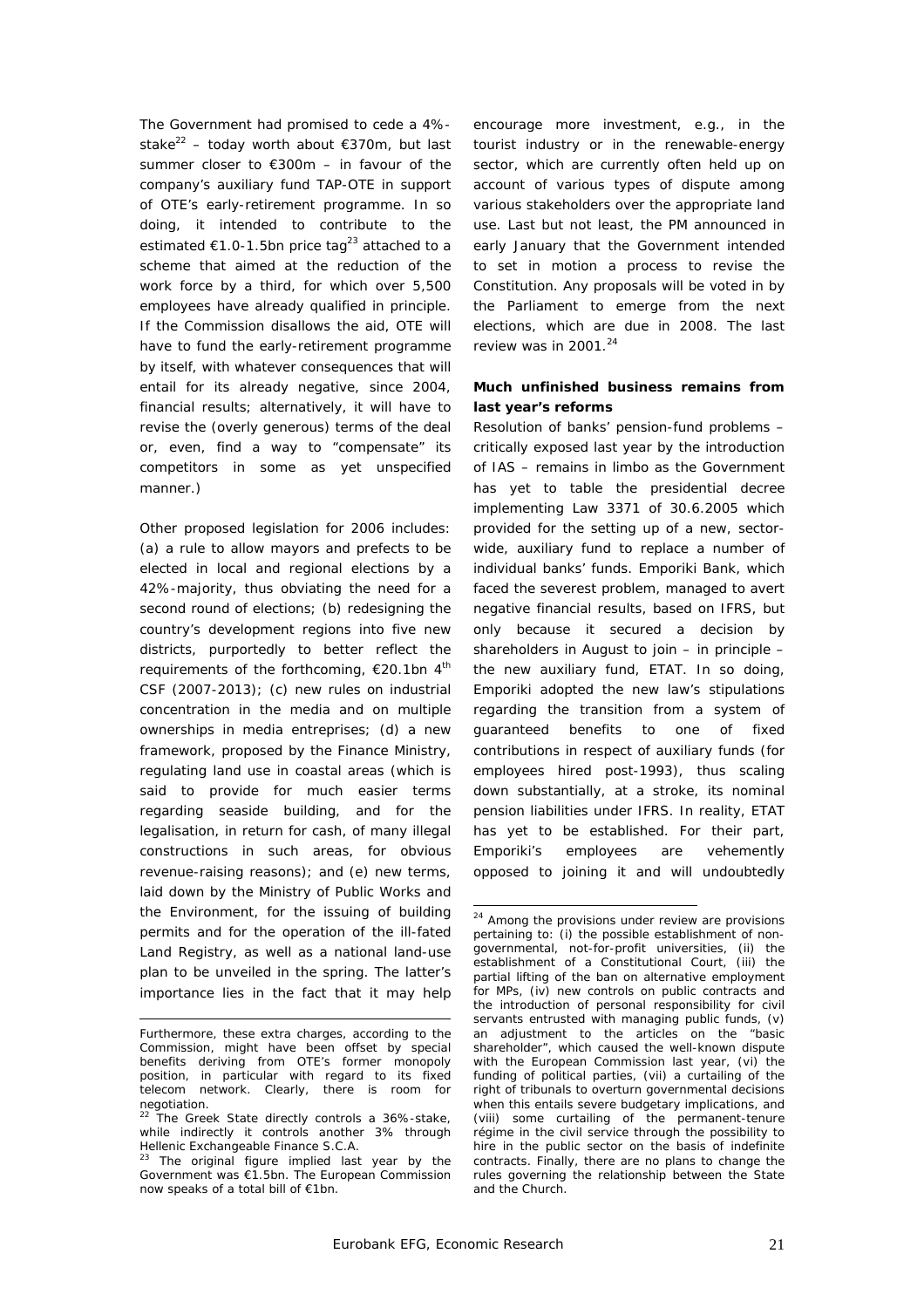The Government had promised to cede a 4%-stake[22] – today worth about €370m, but last summer closer to €300m – in favour of the company's auxiliary fund TAP-OTE in support of OTE's early-retirement programme. In so doing, it intended to contribute to the estimated €1.0-1.5bn price tag[23] attached to a scheme that aimed at the reduction of the work force by a third, for which over 5,500 employees have already qualified in principle. If the Commission disallows the aid, OTE will have to fund the early-retirement programme by itself, with whatever consequences that will entail for its already negative, since 2004, financial results; alternatively, it will have to revise the (overly generous) terms of the deal or, even, find a way to "compensate" its competitors in some as yet unspecified manner.)

Other proposed legislation for 2006 includes: (a) a rule to allow mayors and prefects to be elected in local and regional elections by a 42%-majority, thus obviating the need for a second round of elections; (b) redesigning the country's development regions into five new districts, purportedly to better reflect the requirements of the forthcoming, €20.1bn 4th CSF (2007-2013); (c) new rules on industrial concentration in the media and on multiple ownerships in media entreprises; (d) a new framework, proposed by the Finance Ministry, regulating land use in coastal areas (which is said to provide for much easier terms regarding seaside building, and for the legalisation, in return for cash, of many illegal constructions in such areas, for obvious revenue-raising reasons); and (e) new terms, laid down by the Ministry of Public Works and the Environment, for the issuing of building permits and for the operation of the ill-fated Land Registry, as well as a national land-use plan to be unveiled in the spring. The latter's importance lies in the fact that it may help encourage more investment, e.g., in the tourist industry or in the renewable-energy sector, which are currently often held up on account of various types of dispute among various stakeholders over the appropriate land use. Last but not least, the PM announced in early January that the Government intended to set in motion a process to revise the Constitution. Any proposals will be voted in by the Parliament to emerge from the next elections, which are due in 2008. The last review was in 2001.[24]

**Much unfinished business remains from last year's reforms**

Resolution of banks' pension-fund problems – critically exposed last year by the introduction of IAS – remains in limbo as the Government has yet to table the presidential decree implementing Law 3371 of 30.6.2005 which provided for the setting up of a new, sector-wide, auxiliary fund to replace a number of individual banks' funds. Emporiki Bank, which faced the severest problem, managed to avert negative financial results, based on IFRS, but only because it secured a decision by shareholders in August to join – in principle – the new auxiliary fund, ETAT. In so doing, Emporiki adopted the new law's stipulations regarding the transition from a system of guaranteed benefits to one of fixed contributions in respect of auxiliary funds (for employees hired post-1993), thus scaling down substantially, at a stroke, its nominal pension liabilities under IFRS. In reality, ETAT has yet to be established. For their part, Emporiki's employees are vehemently opposed to joining it and will undoubtedly

---

Furthermore, these extra charges, according to the Commission, might have been offset by special benefits deriving from OTE's former monopoly position, in particular with regard to its fixed telecom network. Clearly, there is room for negotiation.

[22] The Greek State directly controls a 36%-stake, while indirectly it controls another 3% through Hellenic Exchangeable Finance S.C.A.

[23] The original figure implied last year by the Government was €1.5bn. The European Commission now speaks of a total bill of €1bn.

[24] Among the provisions under review are provisions pertaining to: (i) the possible establishment of non-governmental, not-for-profit universities, (ii) the establishment of a Constitutional Court, (iii) the partial lifting of the ban on alternative employment for MPs, (iv) new controls on public contracts and the introduction of personal responsibility for civil servants entrusted with managing public funds, (v) an adjustment to the articles on the "basic shareholder", which caused the well-known dispute with the European Commission last year, (vi) the funding of political parties, (vii) a curtailing of the right of tribunals to overturn governmental decisions when this entails severe budgetary implications, and (viii) some curtailing of the permanent-tenure régime in the civil service through the possibility to hire in the public sector on the basis of indefinite contracts. Finally, there are no plans to change the rules governing the relationship between the State and the Church.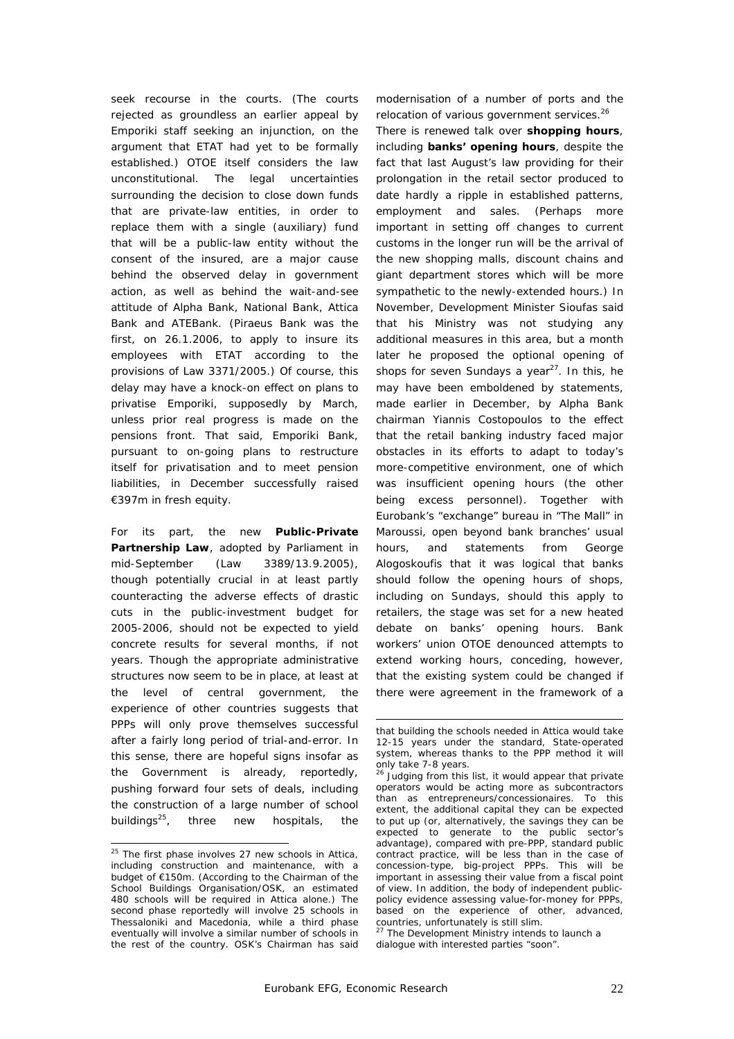seek recourse in the courts. (The courts rejected as groundless an earlier appeal by Emporiki staff seeking an injunction, on the argument that ETAT had yet to be formally established.) OTOE itself considers the law unconstitutional. The legal uncertainties surrounding the decision to close down funds that are private-law entities, in order to replace them with a single (auxiliary) fund that will be a public-law entity without the consent of the insured, are a major cause behind the observed delay in government action, as well as behind the wait-and-see attitude of Alpha Bank, National Bank, Attica Bank and ATEBank. (Piraeus Bank was the first, on 26.1.2006, to apply to insure its employees with ETAT according to the provisions of Law 3371/2005.) Of course, this delay may have a knock-on effect on plans to privatise Emporiki, supposedly by March, unless prior real progress is made on the pensions front. That said, Emporiki Bank, pursuant to on-going plans to restructure itself for privatisation and to meet pension liabilities, in December successfully raised €397m in fresh equity.

For its part, the new **Public-Private Partnership Law**, adopted by Parliament in mid-September (Law 3389/13.9.2005), though potentially crucial in at least partly counteracting the adverse effects of drastic cuts in the public-investment budget for 2005-2006, should not be expected to yield concrete results for several months, if not years. Though the appropriate administrative structures now seem to be in place, at least at the level of central government, the experience of other countries suggests that PPPs will only prove themselves successful after a fairly long period of trial-and-error. In this sense, there are hopeful signs insofar as the Government is already, reportedly, pushing forward four sets of deals, including the construction of a large number of school buildings[25], three new hospitals, the modernisation of a number of ports and the relocation of various government services.[26]

There is renewed talk over **shopping hours**, including **banks' opening hours**, despite the fact that last August's law providing for their prolongation in the retail sector produced to date hardly a ripple in established patterns, employment and sales. (Perhaps more important in setting off changes to current customs in the longer run will be the arrival of the new shopping malls, discount chains and giant department stores which will be more sympathetic to the newly-extended hours.) In November, Development Minister Sioufas said that his Ministry was not studying any additional measures in this area, but a month later he proposed the optional opening of shops for seven Sundays a year[27]. In this, he may have been emboldened by statements, made earlier in December, by Alpha Bank chairman Yiannis Costopoulos to the effect that the retail banking industry faced major obstacles in its efforts to adapt to today's more-competitive environment, one of which was insufficient opening hours (the other being excess personnel). Together with Eurobank's "exchange" bureau in "The Mall" in Maroussi, open beyond bank branches' usual hours, and statements from George Alogoskoufis that it was logical that banks should follow the opening hours of shops, including on Sundays, should this apply to retailers, the stage was set for a new heated debate on banks' opening hours. Bank workers' union OTOE denounced attempts to extend working hours, conceding, however, that the existing system could be changed if there were agreement in the framework of a

---

[25] The first phase involves 27 new schools in Attica, including construction and maintenance, with a budget of €150m. (According to the Chairman of the School Buildings Organisation/OSK, an estimated 480 schools will be required in Attica alone.) The second phase reportedly will involve 25 schools in Thessaloniki and Macedonia, while a third phase eventually will involve a similar number of schools in the rest of the country. OSK's Chairman has said that building the schools needed in Attica would take 12-15 years under the standard, State-operated system, whereas thanks to the PPP method it will only take 7-8 years.

[26] Judging from this list, it would appear that private operators would be acting more as subcontractors than as entrepreneurs/concessionaires. To this extent, the additional capital they can be expected to put up (or, alternatively, the savings they can be expected to generate to the public sector's advantage), compared with pre-PPP, standard public contract practice, will be less than in the case of concession-type, big-project PPPs. This will be important in assessing their value from a fiscal point of view. In addition, the body of independent public-policy evidence assessing value-for-money for PPPs, based on the experience of other, advanced, countries, unfortunately is still slim.

[27] The Development Ministry intends to launch a dialogue with interested parties "soon".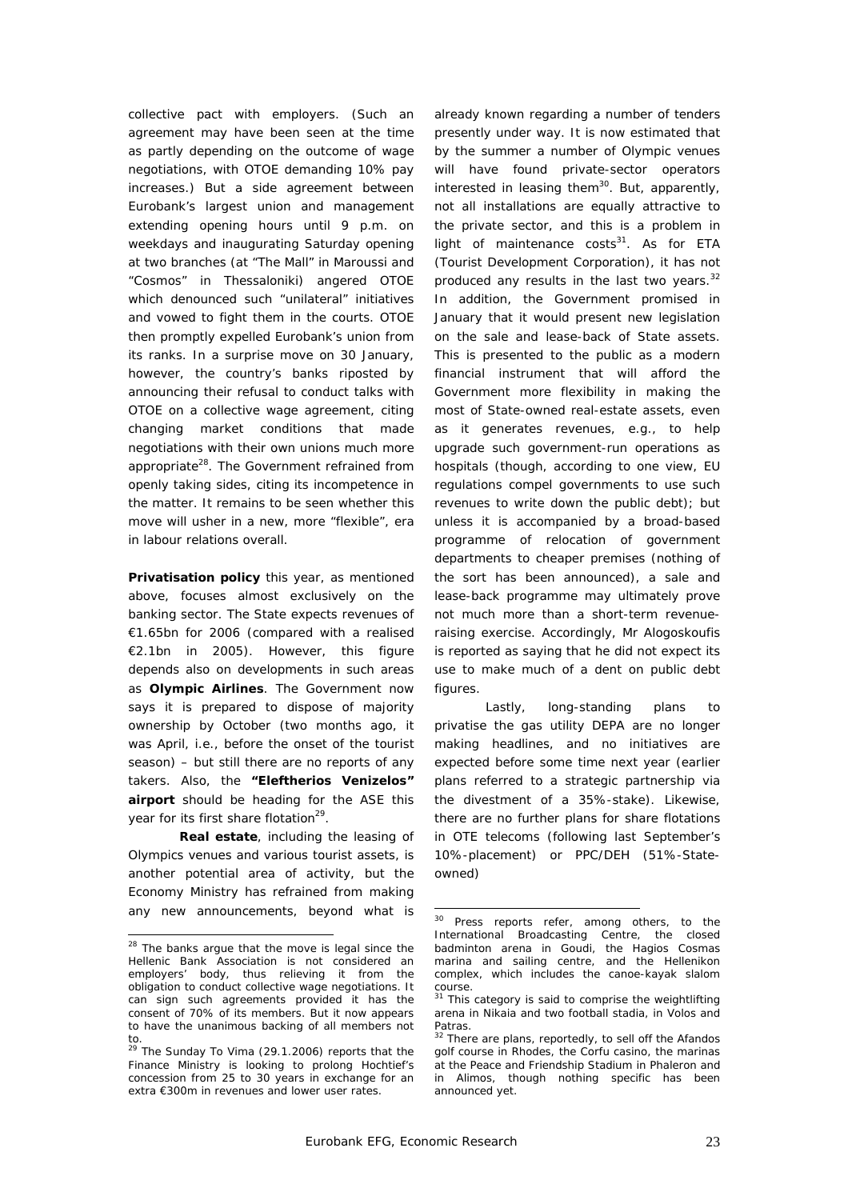collective pact with employers. (Such an agreement may have been seen at the time as partly depending on the outcome of wage negotiations, with OTOE demanding 10% pay increases.) But a side agreement between Eurobank's largest union and management extending opening hours until 9 p.m. on weekdays and inaugurating Saturday opening at two branches (at "The Mall" in Maroussi and "Cosmos" in Thessaloniki) angered OTOE which denounced such "unilateral" initiatives and vowed to fight them in the courts. OTOE then promptly expelled Eurobank's union from its ranks. In a surprise move on 30 January, however, the country's banks riposted by announcing their refusal to conduct talks with OTOE on a collective wage agreement, citing changing market conditions that made negotiations with their own unions much more appropriate[28]. The Government refrained from openly taking sides, citing its incompetence in the matter. It remains to be seen whether this move will usher in a new, more "flexible", era in labour relations overall.

**Privatisation policy** this year, as mentioned above, focuses almost exclusively on the banking sector. The State expects revenues of €1.65bn for 2006 (compared with a realised €2.1bn in 2005). However, this figure depends also on developments in such areas as **Olympic Airlines**. The Government now says it is prepared to dispose of majority ownership by October (two months ago, it was April, i.e., before the onset of the tourist season) – but still there are no reports of any takers. Also, the **"Eleftherios Venizelos" airport** should be heading for the ASE this year for its first share flotation[29].

**Real estate**, including the leasing of Olympics venues and various tourist assets, is another potential area of activity, but the Economy Ministry has refrained from making any new announcements, beyond what is already known regarding a number of tenders presently under way. It is now estimated that by the summer a number of Olympic venues will have found private-sector operators interested in leasing them[30]. But, apparently, not all installations are equally attractive to the private sector, and this is a problem in light of maintenance costs[31]. As for ETA (Tourist Development Corporation), it has not produced any results in the last two years.[32] In addition, the Government promised in January that it would present new legislation on the sale and lease-back of State assets. This is presented to the public as a modern financial instrument that will afford the Government more flexibility in making the most of State-owned real-estate assets, even as it generates revenues, e.g., to help upgrade such government-run operations as hospitals (though, according to one view, EU regulations compel governments to use such revenues to write down the public debt); but unless it is accompanied by a broad-based programme of relocation of government departments to cheaper premises (nothing of the sort has been announced), a sale and lease-back programme may ultimately prove not much more than a short-term revenue-raising exercise. Accordingly, Mr Alogoskoufis is reported as saying that he did not expect its use to make much of a dent on public debt figures.

Lastly, long-standing plans to privatise the gas utility DEPA are no longer making headlines, and no initiatives are expected before some time next year (earlier plans referred to a strategic partnership via the divestment of a 35%-stake). Likewise, there are no further plans for share flotations in OTE telecoms (following last September's 10%-placement) or PPC/DEH (51%-State-owned)

---

[28] The banks argue that the move is legal since the Hellenic Bank Association is not considered an employers' body, thus relieving it from the obligation to conduct collective wage negotiations. It can sign such agreements provided it has the consent of 70% of its members. But it now appears to have the unanimous backing of all members not to.

[29] The Sunday To Vima (29.1.2006) reports that the Finance Ministry is looking to prolong Hochtief's concession from 25 to 30 years in exchange for an extra €300m in revenues and lower user rates.

[30] Press reports refer, among others, to the International Broadcasting Centre, the closed badminton arena in Goudi, the Hagios Cosmas marina and sailing centre, and the Hellenikon complex, which includes the canoe-kayak slalom course.

[31] This category is said to comprise the weightlifting arena in Nikaia and two football stadia, in Volos and Patras.

[32] There are plans, reportedly, to sell off the Afandos golf course in Rhodes, the Corfu casino, the marinas at the Peace and Friendship Stadium in Phaleron and in Alimos, though nothing specific has been announced yet.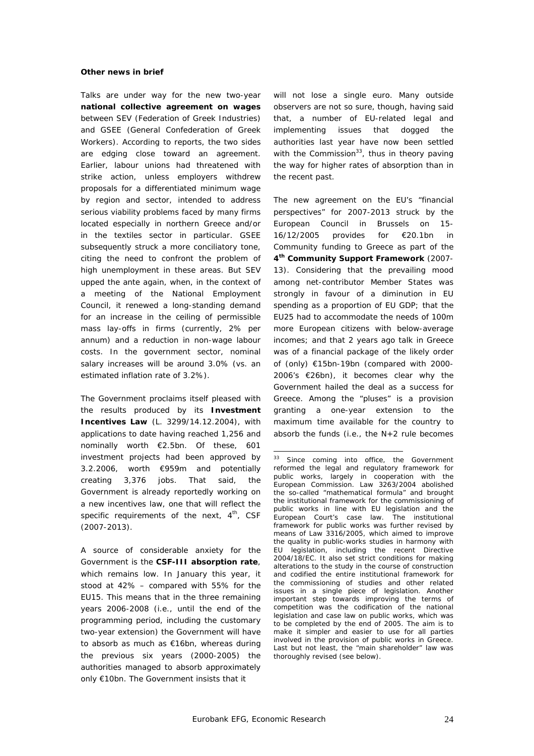**Other news in brief**

Talks are under way for the new two-year **national collective agreement on wages** between SEV (Federation of Greek Industries) and GSEE (General Confederation of Greek Workers). According to reports, the two sides are edging close toward an agreement. Earlier, labour unions had threatened with strike action, unless employers withdrew proposals for a differentiated minimum wage by region and sector, intended to address serious viability problems faced by many firms located especially in northern Greece and/or in the textiles sector in particular. GSEE subsequently struck a more conciliatory tone, citing the need to confront the problem of high unemployment in these areas. But SEV upped the ante again, when, in the context of a meeting of the National Employment Council, it renewed a long-standing demand for an increase in the ceiling of permissible mass lay-offs in firms (currently, 2% per annum) and a reduction in non-wage labour costs. In the government sector, nominal salary increases will be around 3.0% (vs. an estimated inflation rate of 3.2%).

The Government proclaims itself pleased with the results produced by its **Investment Incentives Law** (L. 3299/14.12.2004), with applications to date having reached 1,256 and nominally worth €2.5bn. Of these, 601 investment projects had been approved by 3.2.2006, worth €959m and potentially creating 3,376 jobs. That said, the Government is already reportedly working on a new incentives law, one that will reflect the specific requirements of the next, 4th, CSF (2007-2013).

A source of considerable anxiety for the Government is the **CSF-III absorption rate**, which remains low. In January this year, it stood at 42% – compared with 55% for the EU15. This means that in the three remaining years 2006-2008 (i.e., until the end of the programming period, including the customary two-year extension) the Government will have to absorb as much as €16bn, whereas during the previous six years (2000-2005) the authorities managed to absorb approximately only €10bn. The Government insists that it will not lose a single euro. Many outside observers are not so sure, though, having said that, a number of EU-related legal and implementing issues that dogged the authorities last year have now been settled with the Commission[33], thus in theory paving the way for higher rates of absorption than in the recent past.

The new agreement on the EU's "financial perspectives" for 2007-2013 struck by the European Council in Brussels on 15-16/12/2005 provides for €20.1bn in Community funding to Greece as part of the **4th Community Support Framework** (2007-13). Considering that the prevailing mood among net-contributor Member States was strongly in favour of a diminution in EU spending as a proportion of EU GDP; that the EU25 had to accommodate the needs of 100m more European citizens with below-average incomes; and that 2 years ago talk in Greece was of a financial package of the likely order of (only) €15bn-19bn (compared with 2000-2006's €26bn), it becomes clear why the Government hailed the deal as a success for Greece. Among the "pluses" is a provision granting a one-year extension to the maximum time available for the country to absorb the funds (i.e., the N+2 rule becomes

---

[33] Since coming into office, the Government reformed the legal and regulatory framework for public works, largely in cooperation with the European Commission. Law 3263/2004 abolished the so-called "mathematical formula" and brought the institutional framework for the commissioning of public works in line with EU legislation and the European Court's case law. The institutional framework for public works was further revised by means of Law 3316/2005, which aimed to improve the quality in public-works studies in harmony with EU legislation, including the recent Directive 2004/18/EC. It also set strict conditions for making alterations to the study in the course of construction and codified the entire institutional framework for the commissioning of studies and other related issues in a single piece of legislation. Another important step towards improving the terms of competition was the codification of the national legislation and case law on public works, which was to be completed by the end of 2005. The aim is to make it simpler and easier to use for all parties involved in the provision of public works in Greece. Last but not least, the "main shareholder" law was thoroughly revised (see below).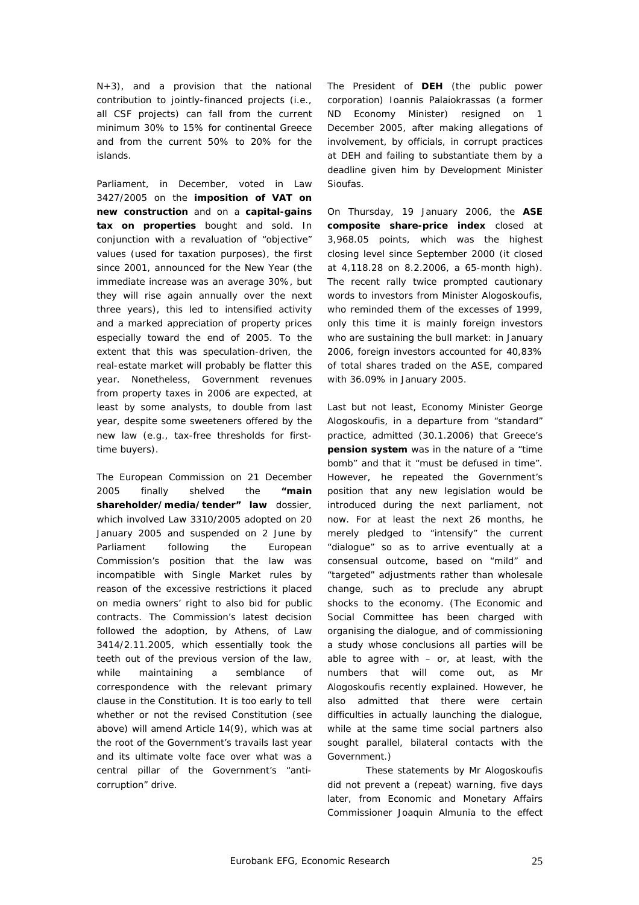N+3), and a provision that the national contribution to jointly-financed projects (i.e., all CSF projects) can fall from the current minimum 30% to 15% for continental Greece and from the current 50% to 20% for the islands.

Parliament, in December, voted in Law 3427/2005 on the **imposition of VAT on new construction** and on a **capital-gains tax on properties** bought and sold. In conjunction with a revaluation of "objective" values (used for taxation purposes), the first since 2001, announced for the New Year (the immediate increase was an average 30%, but they will rise again annually over the next three years), this led to intensified activity and a marked appreciation of property prices especially toward the end of 2005. To the extent that this was speculation-driven, the real-estate market will probably be flatter this year. Nonetheless, Government revenues from property taxes in 2006 are expected, at least by some analysts, to double from last year, despite some sweeteners offered by the new law (e.g., tax-free thresholds for first-time buyers).

The European Commission on 21 December 2005 finally shelved the **"main shareholder/media/tender" law** dossier, which involved Law 3310/2005 adopted on 20 January 2005 and suspended on 2 June by Parliament following the European Commission's position that the law was incompatible with Single Market rules by reason of the excessive restrictions it placed on media owners' right to also bid for public contracts. The Commission's latest decision followed the adoption, by Athens, of Law 3414/2.11.2005, which essentially took the teeth out of the previous version of the law, while maintaining a semblance of correspondence with the relevant primary clause in the Constitution. It is too early to tell whether or not the revised Constitution (see above) will amend Article 14(9), which was at the root of the Government's travails last year and its ultimate volte face over what was a central pillar of the Government's "anti-corruption" drive.

The President of **DEH** (the public power corporation) Ioannis Palaiokrassas (a former ND Economy Minister) resigned on 1 December 2005, after making allegations of involvement, by officials, in corrupt practices at DEH and failing to substantiate them by a deadline given him by Development Minister Sioufas.

On Thursday, 19 January 2006, the **ASE composite share-price index** closed at 3,968.05 points, which was the highest closing level since September 2000 (it closed at 4,118.28 on 8.2.2006, a 65-month high). The recent rally twice prompted cautionary words to investors from Minister Alogoskoufis, who reminded them of the excesses of 1999, only this time it is mainly foreign investors who are sustaining the bull market: in January 2006, foreign investors accounted for 40,83% of total shares traded on the ASE, compared with 36.09% in January 2005.

Last but not least, Economy Minister George Alogoskoufis, in a departure from "standard" practice, admitted (30.1.2006) that Greece's **pension system** was in the nature of a "time bomb" and that it "must be defused in time". However, he repeated the Government's position that any new legislation would be introduced during the next parliament, not now. For at least the next 26 months, he merely pledged to "intensify" the current "dialogue" so as to arrive eventually at a consensual outcome, based on "mild" and "targeted" adjustments rather than wholesale change, such as to preclude any abrupt shocks to the economy. (The Economic and Social Committee has been charged with organising the dialogue, and of commissioning a study whose conclusions all parties will be able to agree with – or, at least, with the numbers that will come out, as Mr Alogoskoufis recently explained. However, he also admitted that there were certain difficulties in actually launching the dialogue, while at the same time social partners also sought parallel, bilateral contacts with the Government.)

These statements by Mr Alogoskoufis did not prevent a (repeat) warning, five days later, from Economic and Monetary Affairs Commissioner Joaquin Almunia to the effect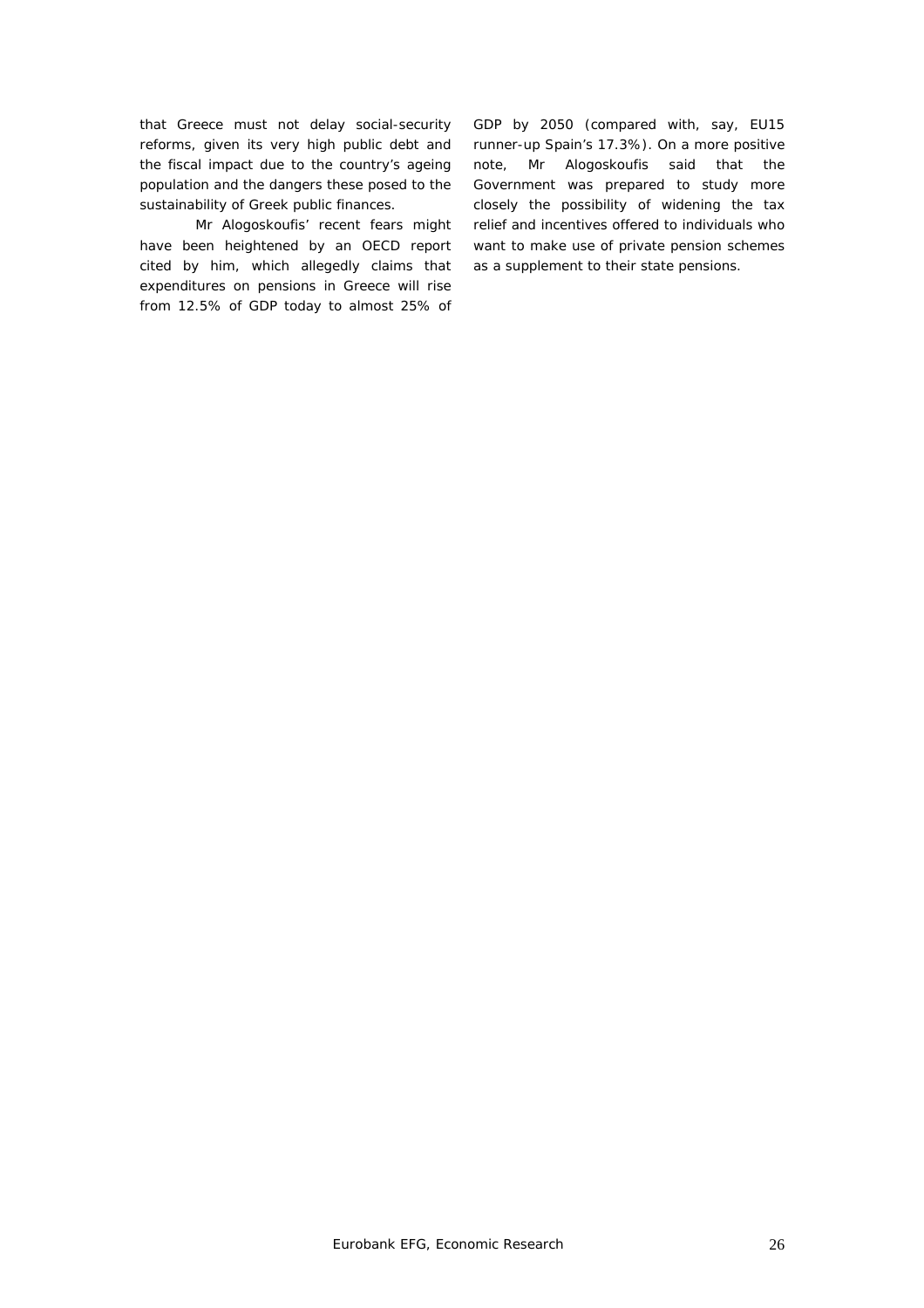that Greece must not delay social-security reforms, given its very high public debt and the fiscal impact due to the country's ageing population and the dangers these posed to the sustainability of Greek public finances.

Mr Alogoskoufis' recent fears might have been heightened by an OECD report cited by him, which allegedly claims that expenditures on pensions in Greece will rise from 12.5% of GDP today to almost 25% of GDP by 2050 (compared with, say, EU15 runner-up Spain's 17.3%). On a more positive note, Mr Alogoskoufis said that the Government was prepared to study more closely the possibility of widening the tax relief and incentives offered to individuals who want to make use of private pension schemes as a supplement to their state pensions.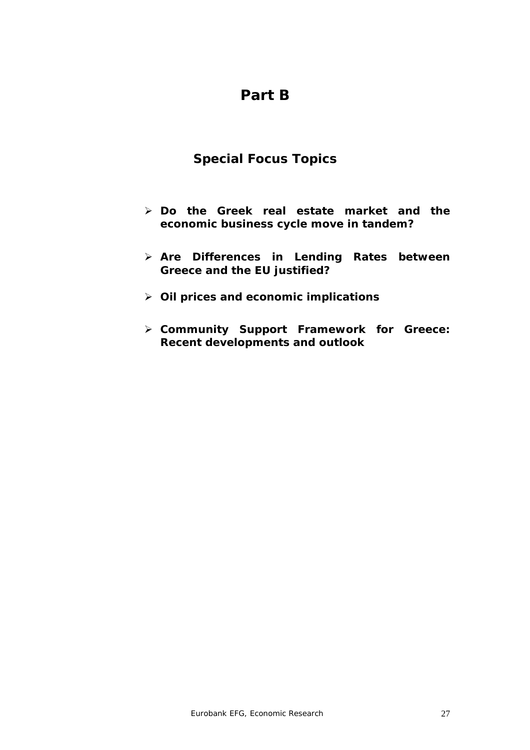# Part B

## Special Focus Topics

- **Do the Greek real estate market and the economic business cycle move in tandem?**
- **Are Differences in Lending Rates between Greece and the EU justified?**
- **Oil prices and economic implications**
- **Community Support Framework for Greece: Recent developments and outlook**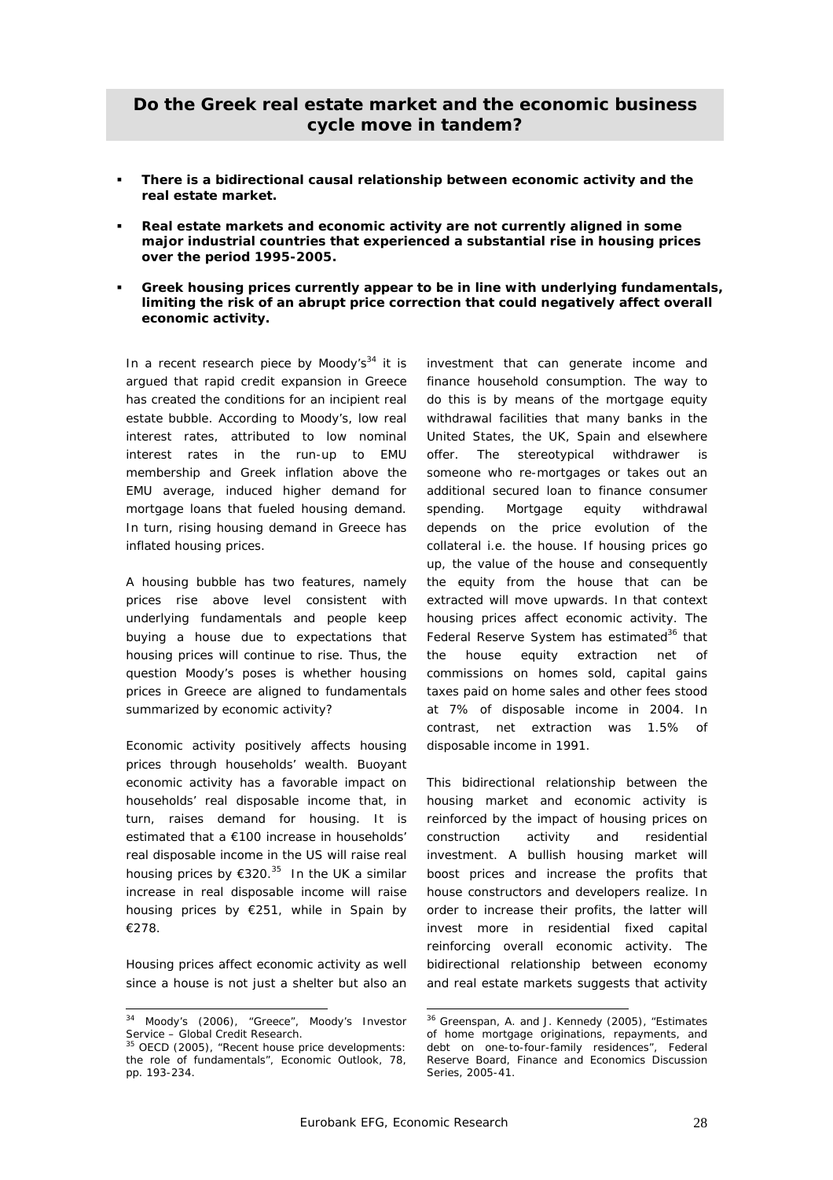## Do the Greek real estate market and the economic business cycle move in tandem?

- **There is a bidirectional causal relationship between economic activity and the real estate market.**
- **Real estate markets and economic activity are not currently aligned in some major industrial countries that experienced a substantial rise in housing prices over the period 1995-2005.**
- **Greek housing prices currently appear to be in line with underlying fundamentals, limiting the risk of an abrupt price correction that could negatively affect overall economic activity.**

In a recent research piece by Moody's[34] it is argued that rapid credit expansion in Greece has created the conditions for an incipient real estate bubble. According to Moody's, low real interest rates, attributed to low nominal interest rates in the run-up to EMU membership and Greek inflation above the EMU average, induced higher demand for mortgage loans that fueled housing demand. In turn, rising housing demand in Greece has inflated housing prices.

A housing bubble has two features, namely prices rise above level consistent with underlying fundamentals and people keep buying a house due to expectations that housing prices will continue to rise. Thus, the question Moody's poses is whether housing prices in Greece are aligned to fundamentals summarized by economic activity?

Economic activity positively affects housing prices through households' wealth. Buoyant economic activity has a favorable impact on households' real disposable income that, in turn, raises demand for housing. It is estimated that a €100 increase in households' real disposable income in the US will raise real housing prices by €320.[35] In the UK a similar increase in real disposable income will raise housing prices by €251, while in Spain by €278.

Housing prices affect economic activity as well since a house is not just a shelter but also an investment that can generate income and finance household consumption. The way to do this is by means of the mortgage equity withdrawal facilities that many banks in the United States, the UK, Spain and elsewhere offer. The stereotypical withdrawer is someone who re-mortgages or takes out an additional secured loan to finance consumer spending. Mortgage equity withdrawal depends on the price evolution of the collateral i.e. the house. If housing prices go up, the value of the house and consequently the equity from the house that can be extracted will move upwards. In that context housing prices affect economic activity. The Federal Reserve System has estimated[36] that the house equity extraction net of commissions on homes sold, capital gains taxes paid on home sales and other fees stood at 7% of disposable income in 2004. In contrast, net extraction was 1.5% of disposable income in 1991.

This bidirectional relationship between the housing market and economic activity is reinforced by the impact of housing prices on construction activity and residential investment. A bullish housing market will boost prices and increase the profits that house constructors and developers realize. In order to increase their profits, the latter will invest more in residential fixed capital reinforcing overall economic activity. The bidirectional relationship between economy and real estate markets suggests that activity

---

[34] Moody's (2006), "Greece", Moody's Investor Service – Global Credit Research.

[35] OECD (2005), "Recent house price developments: the role of fundamentals", Economic Outlook, 78, pp. 193-234.

[36] Greenspan, A. and J. Kennedy (2005), "Estimates of home mortgage originations, repayments, and debt on one-to-four-family residences", Federal Reserve Board, Finance and Economics Discussion Series, 2005-41.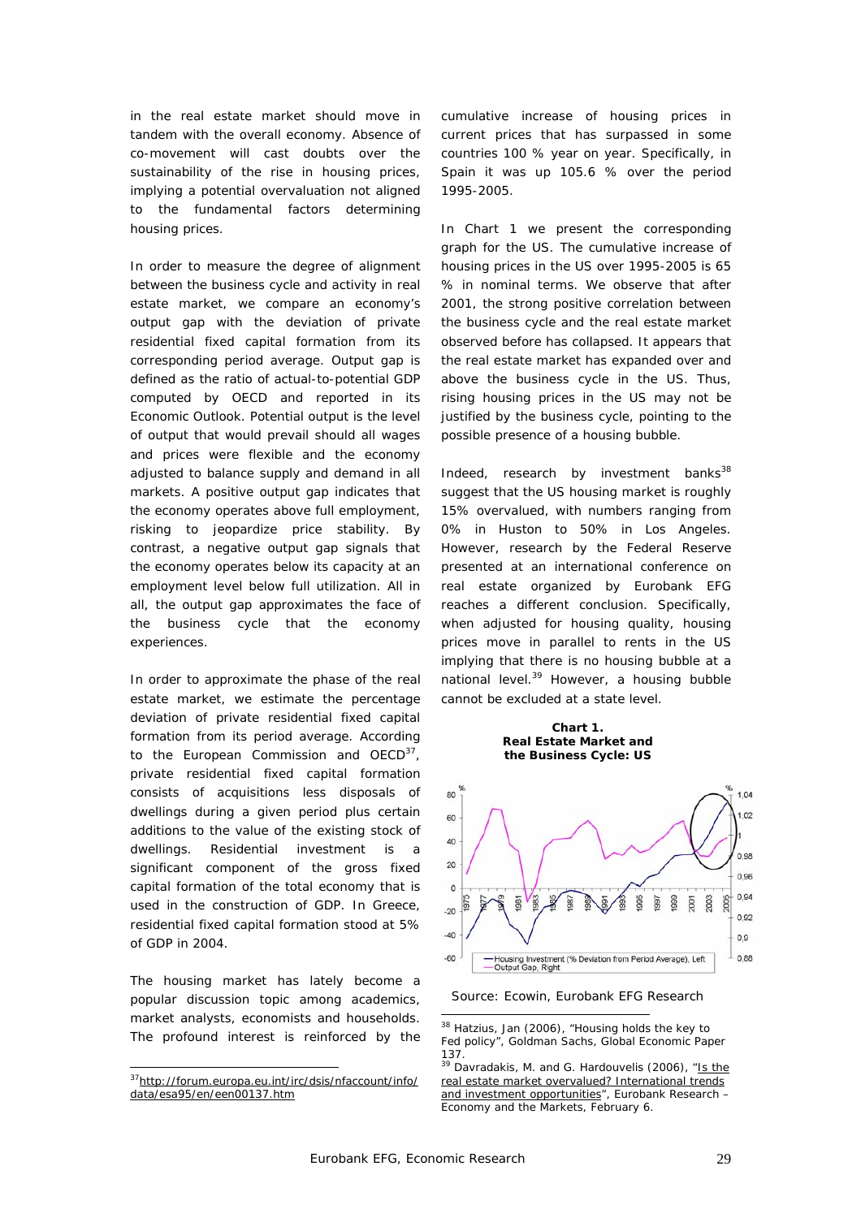in the real estate market should move in tandem with the overall economy. Absence of co-movement will cast doubts over the sustainability of the rise in housing prices, implying a potential overvaluation not aligned to the fundamental factors determining housing prices.

In order to measure the degree of alignment between the business cycle and activity in real estate market, we compare an economy's output gap with the deviation of private residential fixed capital formation from its corresponding period average. Output gap is defined as the ratio of actual-to-potential GDP computed by OECD and reported in its Economic Outlook. Potential output is the level of output that would prevail should all wages and prices were flexible and the economy adjusted to balance supply and demand in all markets. A positive output gap indicates that the economy operates above full employment, risking to jeopardize price stability. By contrast, a negative output gap signals that the economy operates below its capacity at an employment level below full utilization. All in all, the output gap approximates the face of the business cycle that the economy experiences.

In order to approximate the phase of the real estate market, we estimate the percentage deviation of private residential fixed capital formation from its period average. According to the European Commission and OECD[37], private residential fixed capital formation consists of acquisitions less disposals of dwellings during a given period plus certain additions to the value of the existing stock of dwellings. Residential investment is a significant component of the gross fixed capital formation of the total economy that is used in the construction of GDP. In Greece, residential fixed capital formation stood at 5% of GDP in 2004.

The housing market has lately become a popular discussion topic among academics, market analysts, economists and households. The profound interest is reinforced by the cumulative increase of housing prices in current prices that has surpassed in some countries 100 % year on year. Specifically, in Spain it was up 105.6 % over the period 1995-2005.

In Chart 1 we present the corresponding graph for the US. The cumulative increase of housing prices in the US over 1995-2005 is 65 % in nominal terms. We observe that after 2001, the strong positive correlation between the business cycle and the real estate market observed before has collapsed. It appears that the real estate market has expanded over and above the business cycle in the US. Thus, rising housing prices in the US may not be justified by the business cycle, pointing to the possible presence of a housing bubble.

Indeed, research by investment banks[38] suggest that the US housing market is roughly 15% overvalued, with numbers ranging from 0% in Huston to 50% in Los Angeles. However, research by the Federal Reserve presented at an international conference on real estate organized by Eurobank EFG reaches a different conclusion. Specifically, when adjusted for housing quality, housing prices move in parallel to rents in the US implying that there is no housing bubble at a national level.[39] However, a housing bubble cannot be excluded at a state level.

**Chart 1.**
**Real Estate Market and the Business Cycle: US**

Source: Ecowin, Eurobank EFG Research

---

[37] http://forum.europa.eu.int/irc/dsis/nfaccount/info/data/esa95/en/een00137.htm

[38] Hatzius, Jan (2006), "Housing holds the key to Fed policy", Goldman Sachs, Global Economic Paper 137.

[39] Davradakis, M. and G. Hardouvelis (2006), "Is the real estate market overvalued? International trends and investment opportunities", Eurobank Research – Economy and the Markets, February 6.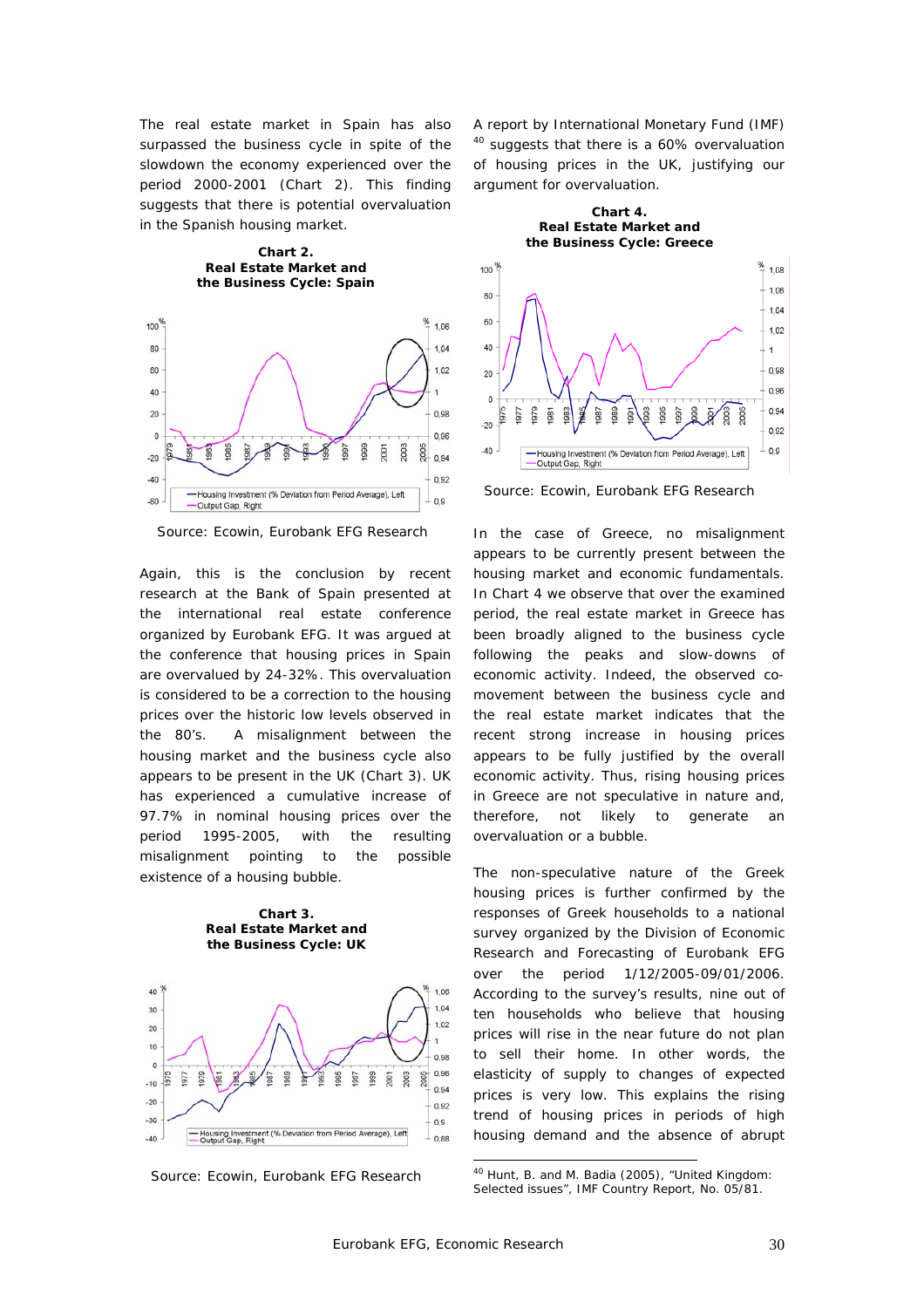The real estate market in Spain has also surpassed the business cycle in spite of the slowdown the economy experienced over the period 2000-2001 (Chart 2). This finding suggests that there is potential overvaluation in the Spanish housing market.

**Chart 2.**
**Real Estate Market and the Business Cycle: Spain**

Source: Ecowin, Eurobank EFG Research

Again, this is the conclusion by recent research at the Bank of Spain presented at the international real estate conference organized by Eurobank EFG. It was argued at the conference that housing prices in Spain are overvalued by 24-32%. This overvaluation is considered to be a correction to the housing prices over the historic low levels observed in the 80's. A misalignment between the housing market and the business cycle also appears to be present in the UK (Chart 3). UK has experienced a cumulative increase of 97.7% in nominal housing prices over the period 1995-2005, with the resulting misalignment pointing to the possible existence of a housing bubble.

**Chart 3.**
**Real Estate Market and the Business Cycle: UK**

Source: Ecowin, Eurobank EFG Research

A report by International Monetary Fund (IMF) [40] suggests that there is a 60% overvaluation of housing prices in the UK, justifying our argument for overvaluation.

**Chart 4.**
**Real Estate Market and the Business Cycle: Greece**

Source: Ecowin, Eurobank EFG Research

In the case of Greece, no misalignment appears to be currently present between the housing market and economic fundamentals. In Chart 4 we observe that over the examined period, the real estate market in Greece has been broadly aligned to the business cycle following the peaks and slow-downs of economic activity. Indeed, the observed co-movement between the business cycle and the real estate market indicates that the recent strong increase in housing prices appears to be fully justified by the overall economic activity. Thus, rising housing prices in Greece are not speculative in nature and, therefore, not likely to generate an overvaluation or a bubble.

The non-speculative nature of the Greek housing prices is further confirmed by the responses of Greek households to a national survey organized by the Division of Economic Research and Forecasting of Eurobank EFG over the period 1/12/2005-09/01/2006. According to the survey's results, nine out of ten households who believe that housing prices will rise in the near future do not plan to sell their home. In other words, the elasticity of supply to changes of expected prices is very low. This explains the rising trend of housing prices in periods of high housing demand and the absence of abrupt

[40] Hunt, B. and M. Badia (2005), "United Kingdom: Selected issues", IMF Country Report, No. 05/81.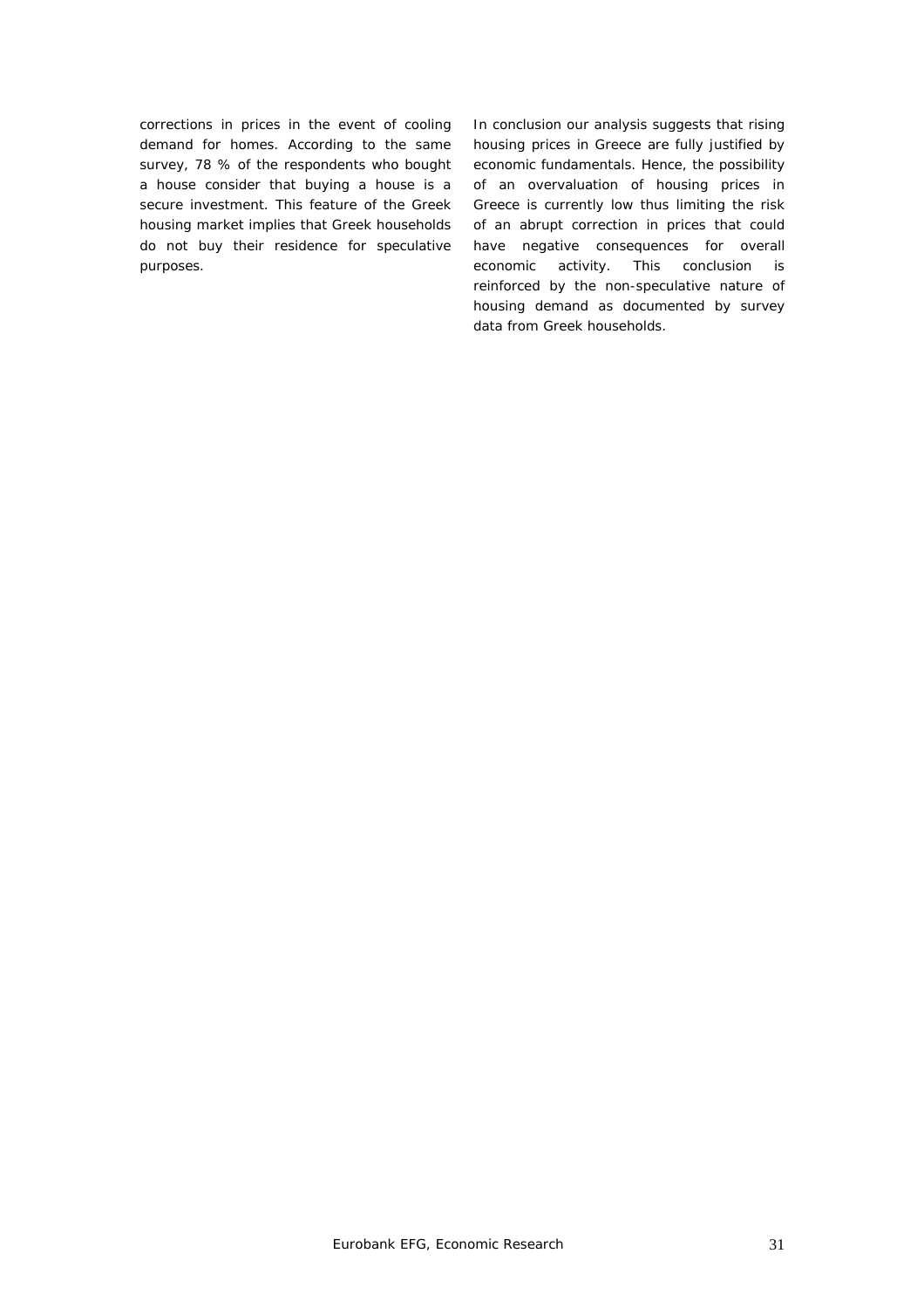corrections in prices in the event of cooling demand for homes. According to the same survey, 78 % of the respondents who bought a house consider that buying a house is a secure investment. This feature of the Greek housing market implies that Greek households do not buy their residence for speculative purposes.

In conclusion our analysis suggests that rising housing prices in Greece are fully justified by economic fundamentals. Hence, the possibility of an overvaluation of housing prices in Greece is currently low thus limiting the risk of an abrupt correction in prices that could have negative consequences for overall economic activity. This conclusion is reinforced by the non-speculative nature of housing demand as documented by survey data from Greek households.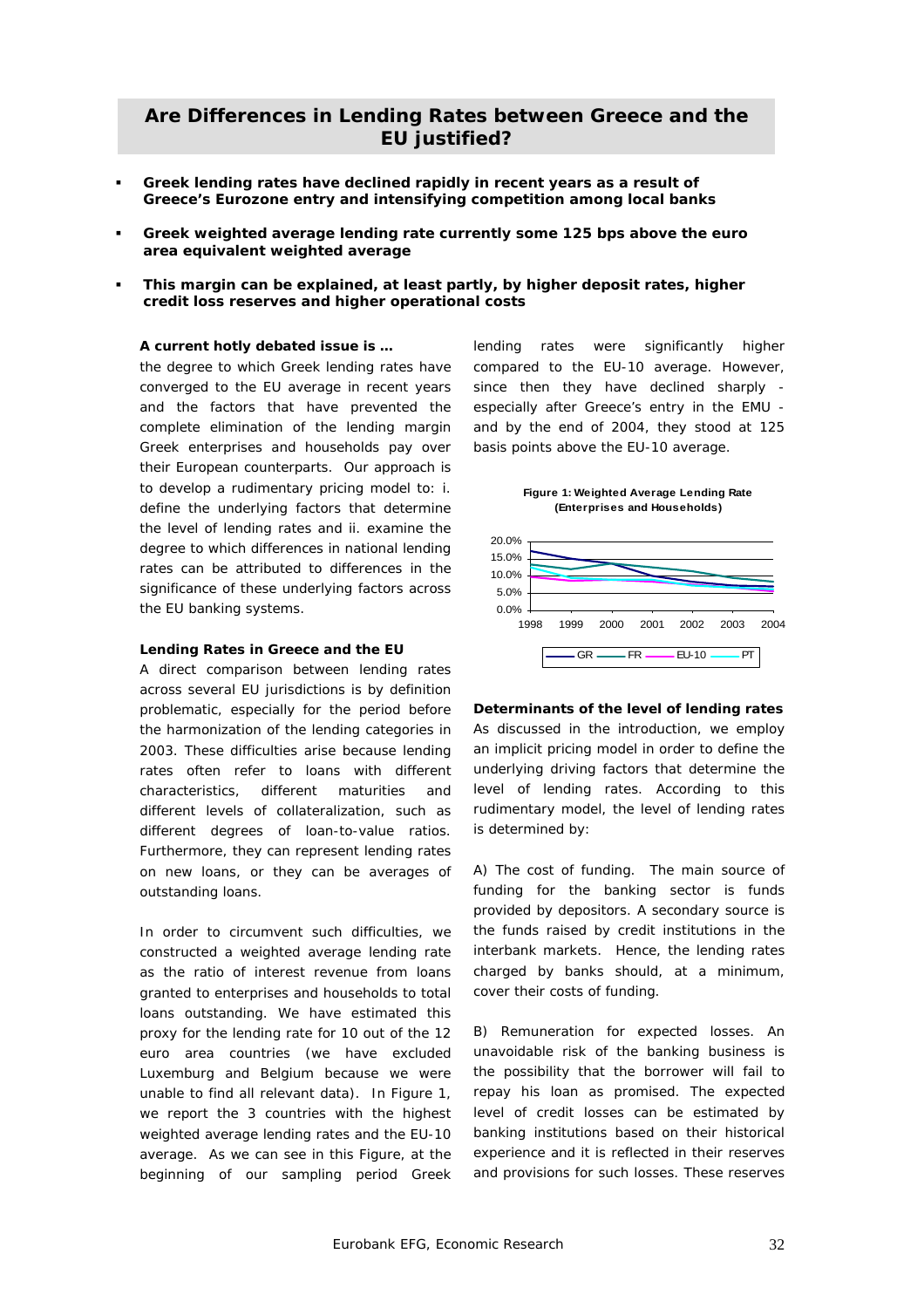## Are Differences in Lending Rates between Greece and the EU justified?

- **Greek lending rates have declined rapidly in recent years as a result of Greece's Eurozone entry and intensifying competition among local banks**
- **Greek weighted average lending rate currently some 125 bps above the euro area equivalent weighted average**
- **This margin can be explained, at least partly, by higher deposit rates, higher credit loss reserves and higher operational costs**

**A current hotly debated issue is …** the degree to which Greek lending rates have converged to the EU average in recent years and the factors that have prevented the complete elimination of the lending margin Greek enterprises and households pay over their European counterparts. Our approach is to develop a rudimentary pricing model to: i. define the underlying factors that determine the level of lending rates and ii. examine the degree to which differences in national lending rates can be attributed to differences in the significance of these underlying factors across the EU banking systems.

**Lending Rates in Greece and the EU**

A direct comparison between lending rates across several EU jurisdictions is by definition problematic, especially for the period before the harmonization of the lending categories in 2003. These difficulties arise because lending rates often refer to loans with different characteristics, different maturities and different levels of collateralization, such as different degrees of loan-to-value ratios. Furthermore, they can represent lending rates on new loans, or they can be averages of outstanding loans.

In order to circumvent such difficulties, we constructed a weighted average lending rate as the ratio of interest revenue from loans granted to enterprises and households to total loans outstanding. We have estimated this proxy for the lending rate for 10 out of the 12 euro area countries (we have excluded Luxemburg and Belgium because we were unable to find all relevant data). In Figure 1, we report the 3 countries with the highest weighted average lending rates and the EU-10 average. As we can see in this Figure, at the beginning of our sampling period Greek lending rates were significantly higher compared to the EU-10 average. However, since then they have declined sharply - especially after Greece's entry in the EMU - and by the end of 2004, they stood at 125 basis points above the EU-10 average.

**Figure 1: Weighted Average Lending Rate (Enterprises and Households)**

**Determinants of the level of lending rates**

As discussed in the introduction, we employ an implicit pricing model in order to define the underlying driving factors that determine the level of lending rates. According to this rudimentary model, the level of lending rates is determined by:

A) The cost of funding. The main source of funding for the banking sector is funds provided by depositors. A secondary source is the funds raised by credit institutions in the interbank markets. Hence, the lending rates charged by banks should, at a minimum, cover their costs of funding.

B) Remuneration for expected losses. An unavoidable risk of the banking business is the possibility that the borrower will fail to repay his loan as promised. The expected level of credit losses can be estimated by banking institutions based on their historical experience and it is reflected in their reserves and provisions for such losses. These reserves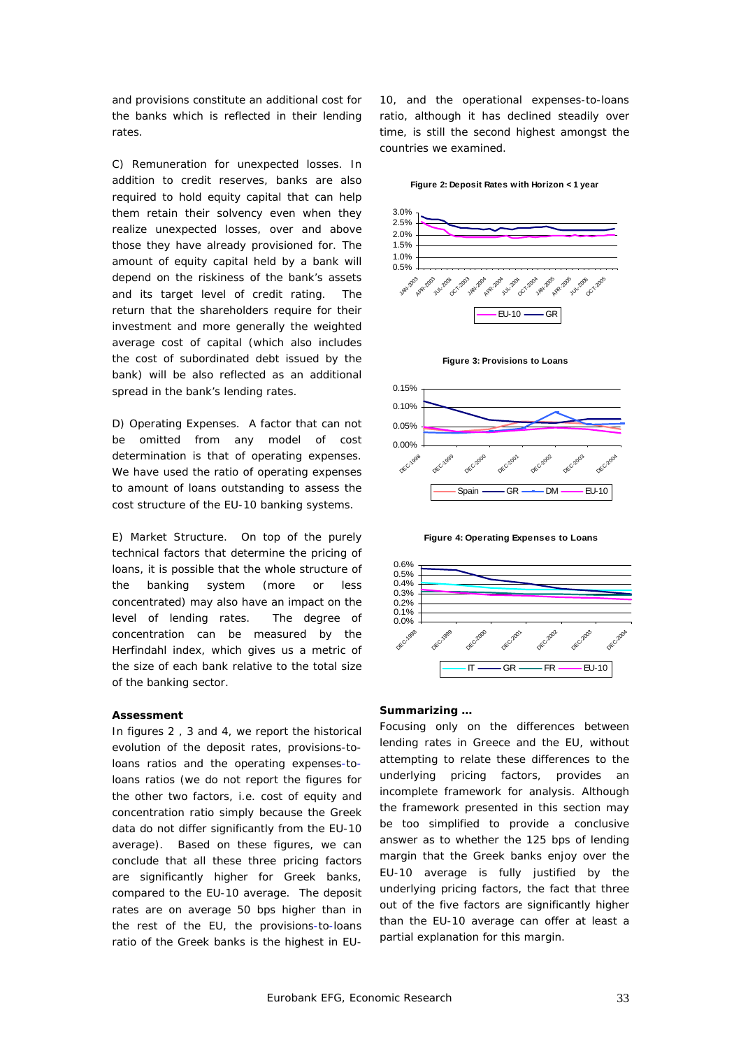and provisions constitute an additional cost for the banks which is reflected in their lending rates.

C) Remuneration for unexpected losses. In addition to credit reserves, banks are also required to hold equity capital that can help them retain their solvency even when they realize unexpected losses, over and above those they have already provisioned for. The amount of equity capital held by a bank will depend on the riskiness of the bank's assets and its target level of credit rating. The return that the shareholders require for their investment and more generally the weighted average cost of capital (which also includes the cost of subordinated debt issued by the bank) will be also reflected as an additional spread in the bank's lending rates.

D) Operating Expenses. A factor that can not be omitted from any model of cost determination is that of operating expenses. We have used the ratio of operating expenses to amount of loans outstanding to assess the cost structure of the EU-10 banking systems.

E) Market Structure. On top of the purely technical factors that determine the pricing of loans, it is possible that the whole structure of the banking system (more or less concentrated) may also have an impact on the level of lending rates. The degree of concentration can be measured by the Herfindahl index, which gives us a metric of the size of each bank relative to the total size of the banking sector.

**Assessment**

In figures 2 , 3 and 4, we report the historical evolution of the deposit rates, provisions-to-loans ratios and the operating expenses-to-loans ratios (we do not report the figures for the other two factors, i.e. cost of equity and concentration ratio simply because the Greek data do not differ significantly from the EU-10 average). Based on these figures, we can conclude that all these three pricing factors are significantly higher for Greek banks, compared to the EU-10 average. The deposit rates are on average 50 bps higher than in the rest of the EU, the provisions-to-loans ratio of the Greek banks is the highest in EU-10, and the operational expenses-to-loans ratio, although it has declined steadily over time, is still the second highest amongst the countries we examined.

**Figure 2: Deposit Rates with Horizon < 1 year**

**Figure 3: Provisions to Loans**

**Figure 4: Operating Expenses to Loans**

**Summarizing …**

Focusing only on the differences between lending rates in Greece and the EU, without attempting to relate these differences to the underlying pricing factors, provides an incomplete framework for analysis. Although the framework presented in this section may be too simplified to provide a conclusive answer as to whether the 125 bps of lending margin that the Greek banks enjoy over the EU-10 average is fully justified by the underlying pricing factors, the fact that three out of the five factors are significantly higher than the EU-10 average can offer at least a partial explanation for this margin.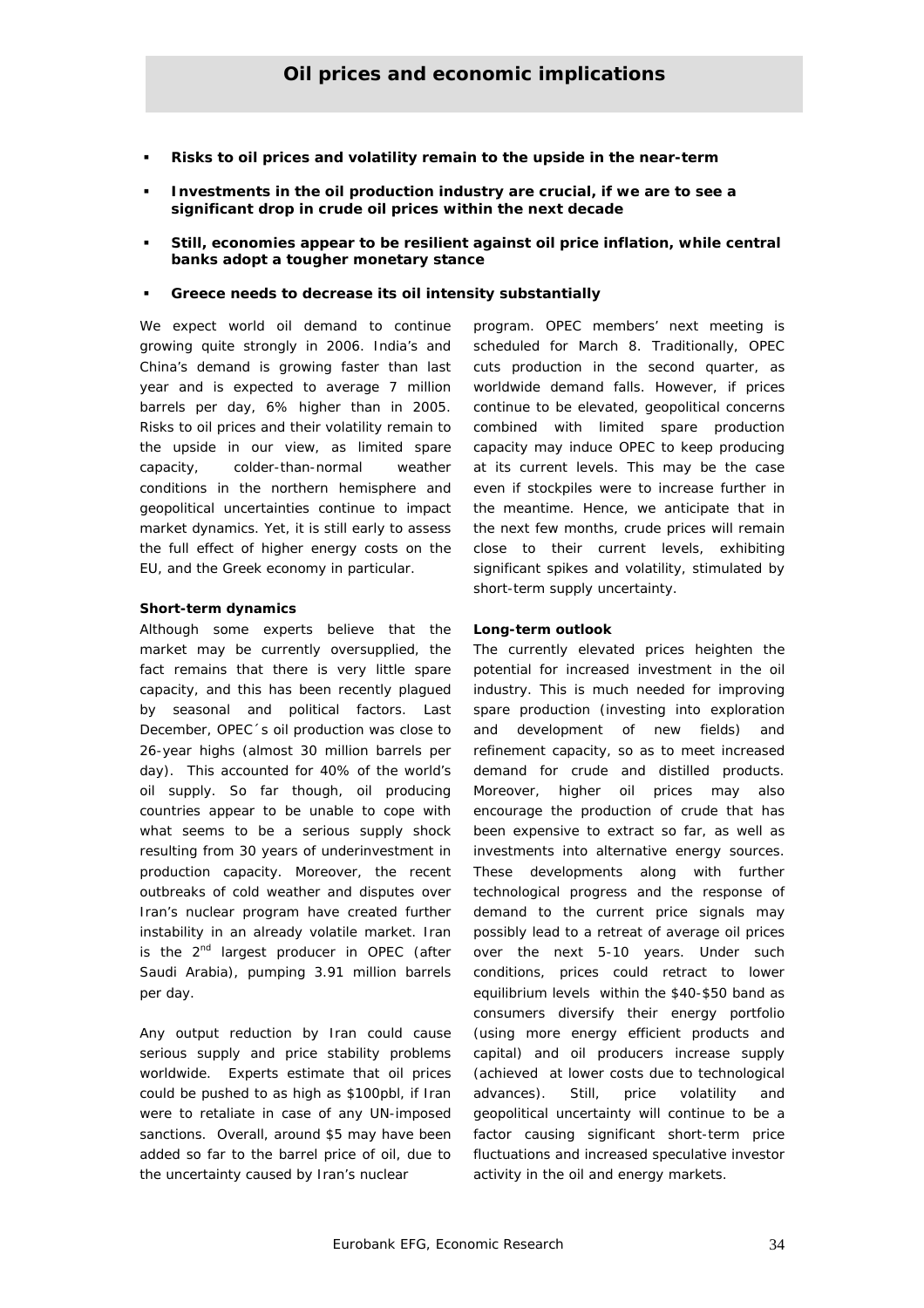# Oil prices and economic implications

- **Risks to oil prices and volatility remain to the upside in the near-term**
- **Investments in the oil production industry are crucial, if we are to see a significant drop in crude oil prices within the next decade**
- **Still, economies appear to be resilient against oil price inflation, while central banks adopt a tougher monetary stance**
- **Greece needs to decrease its oil intensity substantially**

We expect world oil demand to continue growing quite strongly in 2006. India's and China's demand is growing faster than last year and is expected to average 7 million barrels per day, 6% higher than in 2005. Risks to oil prices and their volatility remain to the upside in our view, as limited spare capacity, colder-than-normal weather conditions in the northern hemisphere and geopolitical uncertainties continue to impact market dynamics. Yet, it is still early to assess the full effect of higher energy costs on the EU, and the Greek economy in particular.

**Short-term dynamics**

Although some experts believe that the market may be currently oversupplied, the fact remains that there is very little spare capacity, and this has been recently plagued by seasonal and political factors. Last December, OPEC´s oil production was close to 26-year highs (almost 30 million barrels per day). This accounted for 40% of the world's oil supply. So far though, oil producing countries appear to be unable to cope with what seems to be a serious supply shock resulting from 30 years of underinvestment in production capacity. Moreover, the recent outbreaks of cold weather and disputes over Iran's nuclear program have created further instability in an already volatile market. Iran is the 2nd largest producer in OPEC (after Saudi Arabia), pumping 3.91 million barrels per day.

Any output reduction by Iran could cause serious supply and price stability problems worldwide. Experts estimate that oil prices could be pushed to as high as $100pbl, if Iran were to retaliate in case of any UN-imposed sanctions. Overall, around $5 may have been added so far to the barrel price of oil, due to the uncertainty caused by Iran's nuclear program. OPEC members' next meeting is scheduled for March 8. Traditionally, OPEC cuts production in the second quarter, as worldwide demand falls. However, if prices continue to be elevated, geopolitical concerns combined with limited spare production capacity may induce OPEC to keep producing at its current levels. This may be the case even if stockpiles were to increase further in the meantime. Hence, we anticipate that in the next few months, crude prices will remain close to their current levels, exhibiting significant spikes and volatility, stimulated by short-term supply uncertainty.

**Long-term outlook**

The currently elevated prices heighten the potential for increased investment in the oil industry. This is much needed for improving spare production (investing into exploration and development of new fields) and refinement capacity, so as to meet increased demand for crude and distilled products. Moreover, higher oil prices may also encourage the production of crude that has been expensive to extract so far, as well as investments into alternative energy sources. These developments along with further technological progress and the response of demand to the current price signals may possibly lead to a retreat of average oil prices over the next 5-10 years. Under such conditions, prices could retract to lower equilibrium levels within the $40-$50 band as consumers diversify their energy portfolio (using more energy efficient products and capital) and oil producers increase supply (achieved at lower costs due to technological advances). Still, price volatility and geopolitical uncertainty will continue to be a factor causing significant short-term price fluctuations and increased speculative investor activity in the oil and energy markets.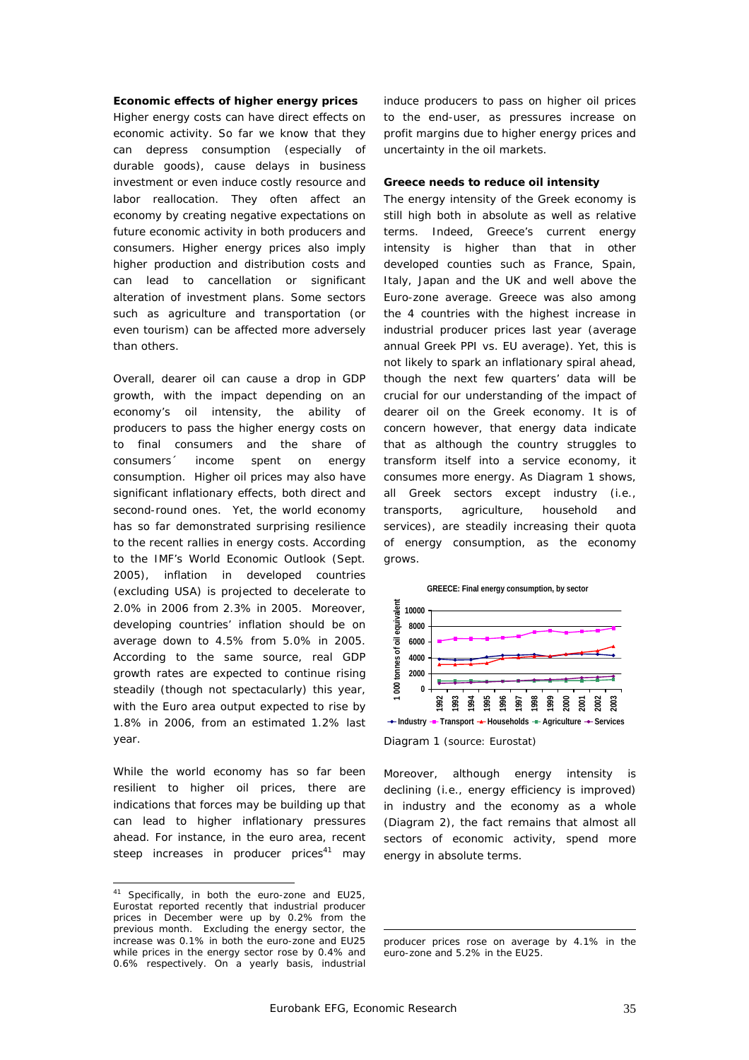**Economic effects of higher energy prices**

Higher energy costs can have direct effects on economic activity. So far we know that they can depress consumption (especially of durable goods), cause delays in business investment or even induce costly resource and labor reallocation. They often affect an economy by creating negative expectations on future economic activity in both producers and consumers. Higher energy prices also imply higher production and distribution costs and can lead to cancellation or significant alteration of investment plans. Some sectors such as agriculture and transportation (or even tourism) can be affected more adversely than others.

Overall, dearer oil can cause a drop in GDP growth, with the impact depending on an economy's oil intensity, the ability of producers to pass the higher energy costs on to final consumers and the share of consumers´ income spent on energy consumption. Higher oil prices may also have significant inflationary effects, both direct and second-round ones. Yet, the world economy has so far demonstrated surprising resilience to the recent rallies in energy costs. According to the IMF's World Economic Outlook (Sept. 2005), inflation in developed countries (excluding USA) is projected to decelerate to 2.0% in 2006 from 2.3% in 2005. Moreover, developing countries' inflation should be on average down to 4.5% from 5.0% in 2005. According to the same source, real GDP growth rates are expected to continue rising steadily (though not spectacularly) this year, with the Euro area output expected to rise by 1.8% in 2006, from an estimated 1.2% last year.

While the world economy has so far been resilient to higher oil prices, there are indications that forces may be building up that can lead to higher inflationary pressures ahead. For instance, in the euro area, recent steep increases in producer prices[41] may induce producers to pass on higher oil prices to the end-user, as pressures increase on profit margins due to higher energy prices and uncertainty in the oil markets.

**Greece needs to reduce oil intensity**

The energy intensity of the Greek economy is still high both in absolute as well as relative terms. Indeed, Greece's current energy intensity is higher than that in other developed counties such as France, Spain, Italy, Japan and the UK and well above the Euro-zone average. Greece was also among the 4 countries with the highest increase in industrial producer prices last year (average annual Greek PPI vs. EU average). Yet, this is not likely to spark an inflationary spiral ahead, though the next few quarters' data will be crucial for our understanding of the impact of dearer oil on the Greek economy. It is of concern however, that energy data indicate that as although the country struggles to transform itself into a service economy, it consumes more energy. As Diagram 1 shows, all Greek sectors except industry (i.e., transports, agriculture, household and services), are steadily increasing their quota of energy consumption, as the economy grows.

GREECE: Final energy consumption, by sector

Diagram 1 (source: Eurostat)

Moreover, although energy intensity is declining (i.e., energy efficiency is improved) in industry and the economy as a whole (Diagram 2), the fact remains that almost all sectors of economic activity, spend more energy in absolute terms.

---

[41] Specifically, in both the euro-zone and EU25, Eurostat reported recently that industrial producer prices in December were up by 0.2% from the previous month. Excluding the energy sector, the increase was 0.1% in both the euro-zone and EU25 while prices in the energy sector rose by 0.4% and 0.6% respectively. On a yearly basis, industrial producer prices rose on average by 4.1% in the euro-zone and 5.2% in the EU25.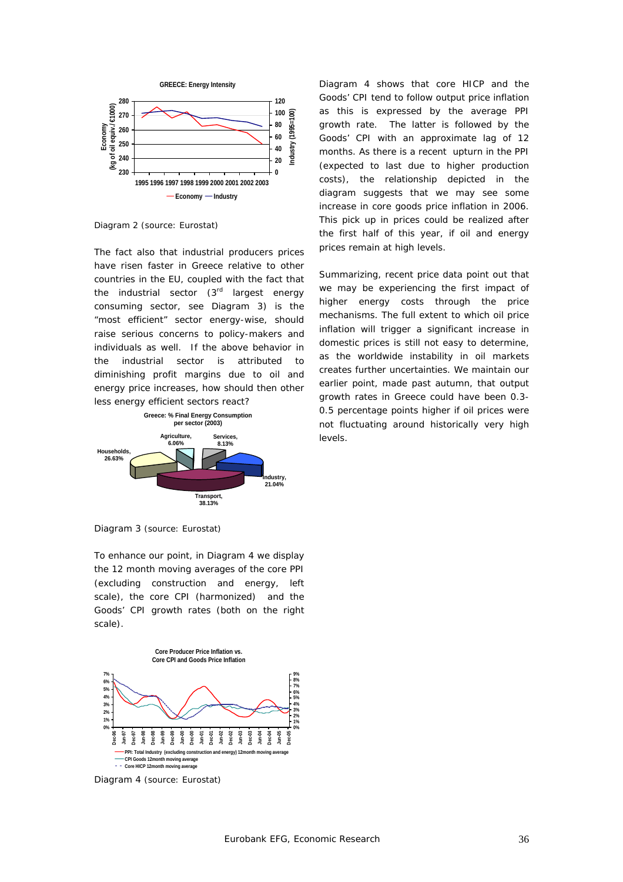Diagram 2 (source: Eurostat)

The fact also that industrial producers prices have risen faster in Greece relative to other countries in the EU, coupled with the fact that the industrial sector (3rd largest energy consuming sector, see Diagram 3) is the "most efficient" sector energy-wise, should raise serious concerns to policy-makers and individuals as well. If the above behavior in the industrial sector is attributed to diminishing profit margins due to oil and energy price increases, how should then other less energy efficient sectors react?

Diagram 3 (source: Eurostat)

To enhance our point, in Diagram 4 we display the 12 month moving averages of the core PPI (excluding construction and energy, left scale), the core CPI (harmonized) and the Goods' CPI growth rates (both on the right scale).

Diagram 4 (source: Eurostat)

Diagram 4 shows that core HICP and the Goods' CPI tend to follow output price inflation as this is expressed by the average PPI growth rate. The latter is followed by the Goods' CPI with an approximate lag of 12 months. As there is a recent upturn in the PPI (expected to last due to higher production costs), the relationship depicted in the diagram suggests that we may see some increase in core goods price inflation in 2006. This pick up in prices could be realized after the first half of this year, if oil and energy prices remain at high levels.

Summarizing, recent price data point out that we may be experiencing the first impact of higher energy costs through the price mechanisms. The full extent to which oil price inflation will trigger a significant increase in domestic prices is still not easy to determine, as the worldwide instability in oil markets creates further uncertainties. We maintain our earlier point, made past autumn, that output growth rates in Greece could have been 0.3-0.5 percentage points higher if oil prices were not fluctuating around historically very high levels.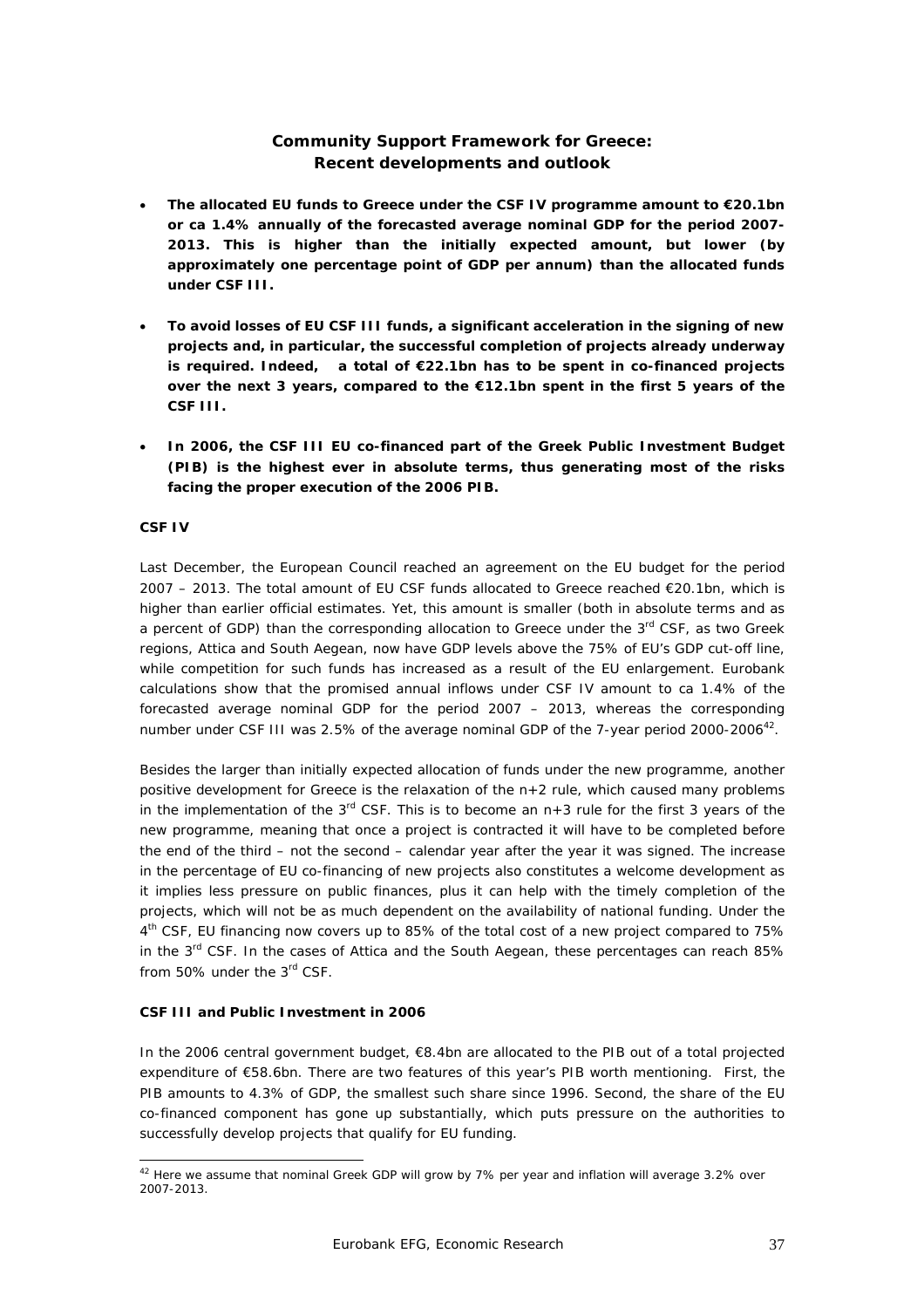## Community Support Framework for Greece: Recent developments and outlook

- **The allocated EU funds to Greece under the CSF IV programme amount to €20.1bn or ca 1.4% annually of the forecasted average nominal GDP for the period 2007-2013. This is higher than the initially expected amount, but lower (by approximately one percentage point of GDP per annum) than the allocated funds under CSF III.**
- **To avoid losses of EU CSF III funds, a significant acceleration in the signing of new projects and, in particular, the successful completion of projects already underway is required. Indeed, a total of €22.1bn has to be spent in co-financed projects over the next 3 years, compared to the €12.1bn spent in the first 5 years of the CSF III.**
- **In 2006, the CSF III EU co-financed part of the Greek Public Investment Budget (PIB) is the highest ever in absolute terms, thus generating most of the risks facing the proper execution of the 2006 PIB.**

### CSF IV

Last December, the European Council reached an agreement on the EU budget for the period 2007 – 2013. The total amount of EU CSF funds allocated to Greece reached €20.1bn, which is higher than earlier official estimates. Yet, this amount is smaller (both in absolute terms and as a percent of GDP) than the corresponding allocation to Greece under the 3rd CSF, as two Greek regions, Attica and South Aegean, now have GDP levels above the 75% of EU's GDP cut-off line, while competition for such funds has increased as a result of the EU enlargement. Eurobank calculations show that the promised annual inflows under CSF IV amount to ca 1.4% of the forecasted average nominal GDP for the period 2007 – 2013, whereas the corresponding number under CSF III was 2.5% of the average nominal GDP of the 7-year period 2000-2006[42].

Besides the larger than initially expected allocation of funds under the new programme, another positive development for Greece is the relaxation of the n+2 rule, which caused many problems in the implementation of the 3rd CSF. This is to become an n+3 rule for the first 3 years of the new programme, meaning that once a project is contracted it will have to be completed before the end of the third – not the second – calendar year after the year it was signed. The increase in the percentage of EU co-financing of new projects also constitutes a welcome development as it implies less pressure on public finances, plus it can help with the timely completion of the projects, which will not be as much dependent on the availability of national funding. Under the 4th CSF, EU financing now covers up to 85% of the total cost of a new project compared to 75% in the 3rd CSF. In the cases of Attica and the South Aegean, these percentages can reach 85% from 50% under the 3rd CSF.

### CSF III and Public Investment in 2006

In the 2006 central government budget, €8.4bn are allocated to the PIB out of a total projected expenditure of €58.6bn. There are two features of this year's PIB worth mentioning. First, the PIB amounts to 4.3% of GDP, the smallest such share since 1996. Second, the share of the EU co-financed component has gone up substantially, which puts pressure on the authorities to successfully develop projects that qualify for EU funding.

[42] Here we assume that nominal Greek GDP will grow by 7% per year and inflation will average 3.2% over 2007-2013.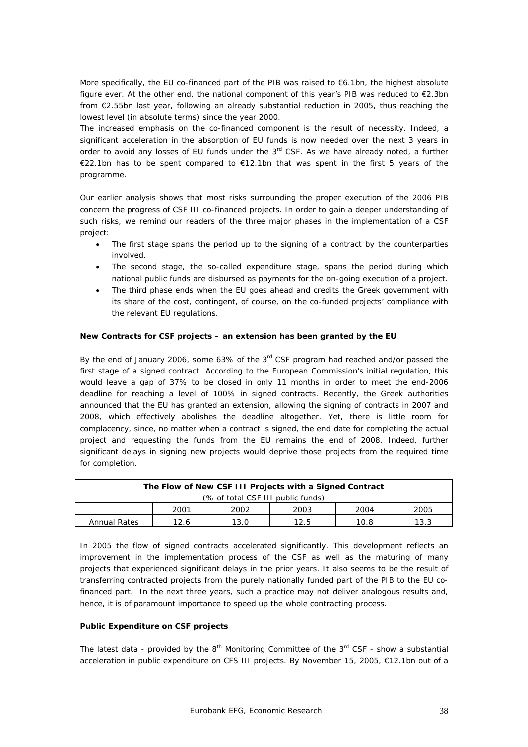More specifically, the EU co-financed part of the PIB was raised to €6.1bn, the highest absolute figure ever. At the other end, the national component of this year's PIB was reduced to €2.3bn from €2.55bn last year, following an already substantial reduction in 2005, thus reaching the lowest level (in absolute terms) since the year 2000.

The increased emphasis on the co-financed component is the result of necessity. Indeed, a significant acceleration in the absorption of EU funds is now needed over the next 3 years in order to avoid any losses of EU funds under the 3rd CSF. As we have already noted, a further €22.1bn has to be spent compared to €12.1bn that was spent in the first 5 years of the programme.

Our earlier analysis shows that most risks surrounding the proper execution of the 2006 PIB concern the progress of CSF III co-financed projects. In order to gain a deeper understanding of such risks, we remind our readers of the three major phases in the implementation of a CSF project:

- The first stage spans the period up to the signing of a contract by the counterparties involved.
- The second stage, the so-called expenditure stage, spans the period during which national public funds are disbursed as payments for the on-going execution of a project.
- The third phase ends when the EU goes ahead and credits the Greek government with its share of the cost, contingent, of course, on the co-funded projects' compliance with the relevant EU regulations.

**New Contracts for CSF projects – an extension has been granted by the EU**

By the end of January 2006, some 63% of the 3rd CSF program had reached and/or passed the first stage of a signed contract. According to the European Commission's initial regulation, this would leave a gap of 37% to be closed in only 11 months in order to meet the end-2006 deadline for reaching a level of 100% in signed contracts. Recently, the Greek authorities announced that the EU has granted an extension, allowing the signing of contracts in 2007 and 2008, which effectively abolishes the deadline altogether. Yet, there is little room for complacency, since, no matter when a contract is signed, the end date for completing the actual project and requesting the funds from the EU remains the end of 2008. Indeed, further significant delays in signing new projects would deprive those projects from the required time for completion.

| **The Flow of New CSF III Projects with a Signed Contract** (% of total CSF III public funds) | | | | | |
|---|---|---|---|---|---|
| | 2001 | 2002 | 2003 | 2004 | 2005 |
| Annual Rates | 12.6 | 13.0 | 12.5 | 10.8 | 13.3 |

In 2005 the flow of signed contracts accelerated significantly. This development reflects an improvement in the implementation process of the CSF as well as the maturing of many projects that experienced significant delays in the prior years. It also seems to be the result of transferring contracted projects from the purely nationally funded part of the PIB to the EU co-financed part. In the next three years, such a practice may not deliver analogous results and, hence, it is of paramount importance to speed up the whole contracting process.

**Public Expenditure on CSF projects**

The latest data - provided by the 8th Monitoring Committee of the 3rd CSF - show a substantial acceleration in public expenditure on CFS III projects. By November 15, 2005, €12.1bn out of a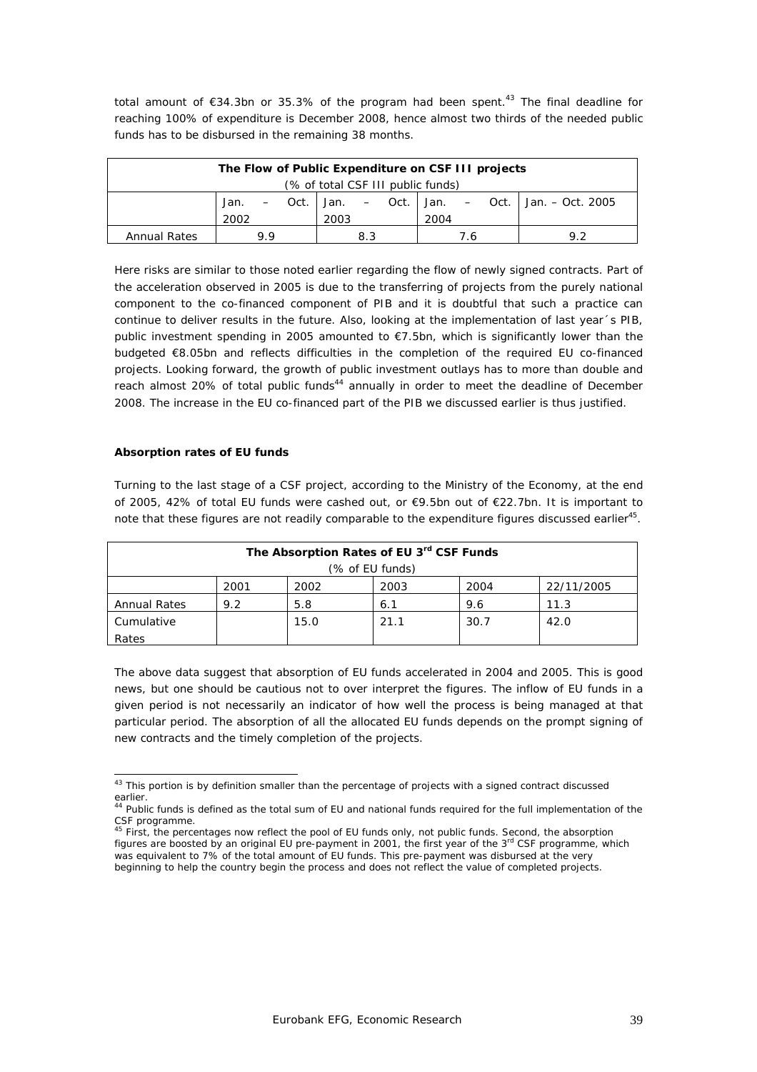total amount of €34.3bn or 35.3% of the program had been spent.[43] The final deadline for reaching 100% of expenditure is December 2008, hence almost two thirds of the needed public funds has to be disbursed in the remaining 38 months.

| The Flow of Public Expenditure on CSF III projects (% of total CSF III public funds) | | | | |
|---|---|---|---|---|
| | Jan. – Oct. 2002 | Jan. – Oct. 2003 | Jan. – Oct. 2004 | Jan. – Oct. 2005 |
| Annual Rates | 9.9 | 8.3 | 7.6 | 9.2 |

Here risks are similar to those noted earlier regarding the flow of newly signed contracts. Part of the acceleration observed in 2005 is due to the transferring of projects from the purely national component to the co-financed component of PIB and it is doubtful that such a practice can continue to deliver results in the future. Also, looking at the implementation of last year´s PIB, public investment spending in 2005 amounted to €7.5bn, which is significantly lower than the budgeted €8.05bn and reflects difficulties in the completion of the required EU co-financed projects. Looking forward, the growth of public investment outlays has to more than double and reach almost 20% of total public funds[44] annually in order to meet the deadline of December 2008. The increase in the EU co-financed part of the PIB we discussed earlier is thus justified.

**Absorption rates of EU funds**

Turning to the last stage of a CSF project, according to the Ministry of the Economy, at the end of 2005, 42% of total EU funds were cashed out, or €9.5bn out of €22.7bn. It is important to note that these figures are not readily comparable to the expenditure figures discussed earlier[45].

| The Absorption Rates of EU 3rd CSF Funds (% of EU funds) | | | | | |
|---|---|---|---|---|---|
| | 2001 | 2002 | 2003 | 2004 | 22/11/2005 |
| Annual Rates | 9.2 | 5.8 | 6.1 | 9.6 | 11.3 |
| Cumulative Rates | | 15.0 | 21.1 | 30.7 | 42.0 |

The above data suggest that absorption of EU funds accelerated in 2004 and 2005. This is good news, but one should be cautious not to over interpret the figures. The inflow of EU funds in a given period is not necessarily an indicator of how well the process is being managed at that particular period. The absorption of all the allocated EU funds depends on the prompt signing of new contracts and the timely completion of the projects.

[43] This portion is by definition smaller than the percentage of projects with a signed contract discussed earlier.

[44] Public funds is defined as the total sum of EU and national funds required for the full implementation of the CSF programme.

[45] First, the percentages now reflect the pool of EU funds only, not public funds. Second, the absorption figures are boosted by an original EU pre-payment in 2001, the first year of the 3rd CSF programme, which was equivalent to 7% of the total amount of EU funds. This pre-payment was disbursed at the very beginning to help the country begin the process and does not reflect the value of completed projects.